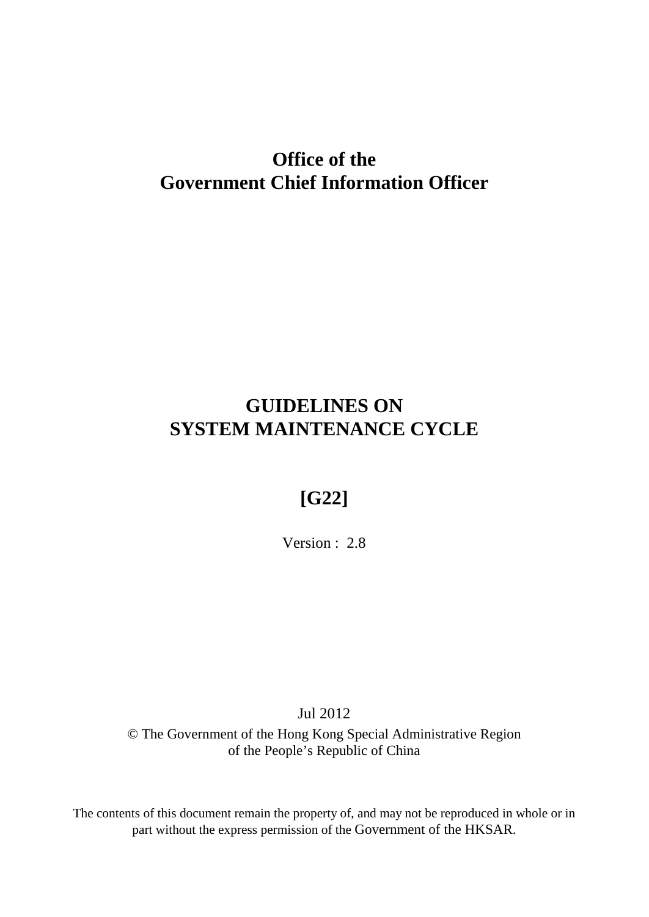**Office of the**
**Government Chief Information Officer**

# GUIDELINES ON SYSTEM MAINTENANCE CYCLE

## [G22]

Version : 2.8

Jul 2012

© The Government of the Hong Kong Special Administrative Region of the People's Republic of China

The contents of this document remain the property of, and may not be reproduced in whole or in part without the express permission of the Government of the HKSAR.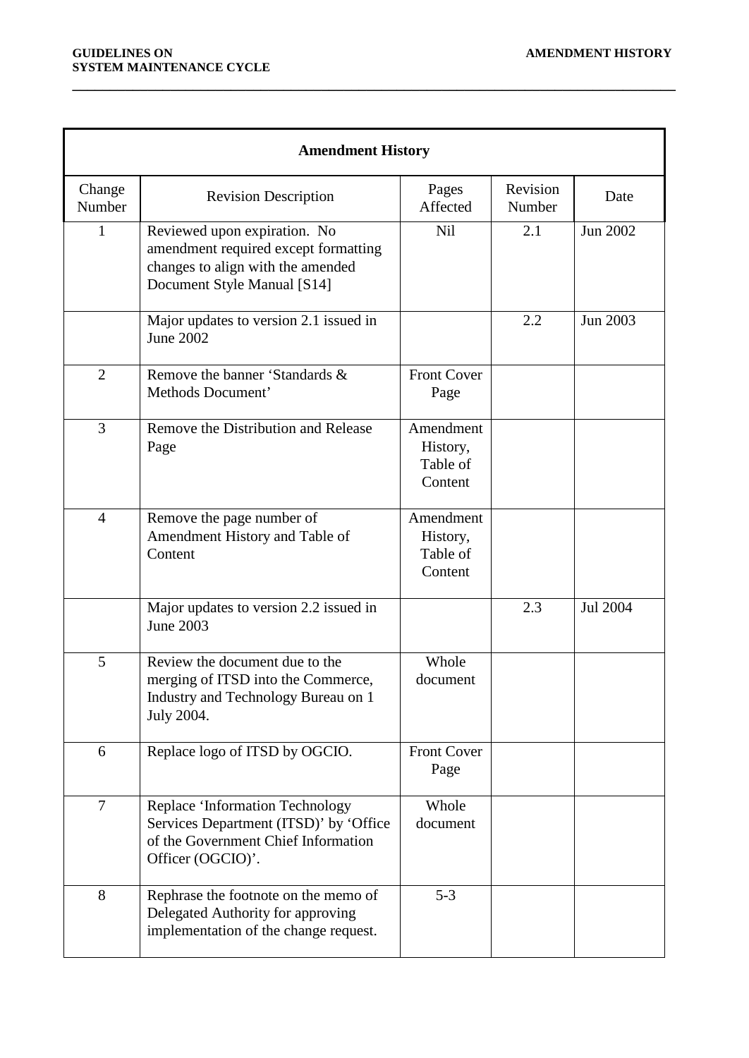| Amendment History | | | | |
|---|---|---|---|---|
| Change Number | Revision Description | Pages Affected | Revision Number | Date |
| 1 | Reviewed upon expiration. No amendment required except formatting changes to align with the amended Document Style Manual [S14] | Nil | 2.1 | Jun 2002 |
| | Major updates to version 2.1 issued in June 2002 | | 2.2 | Jun 2003 |
| 2 | Remove the banner 'Standards & Methods Document' | Front Cover Page | | |
| 3 | Remove the Distribution and Release Page | Amendment History, Table of Content | | |
| 4 | Remove the page number of Amendment History and Table of Content | Amendment History, Table of Content | | |
| | Major updates to version 2.2 issued in June 2003 | | 2.3 | Jul 2004 |
| 5 | Review the document due to the merging of ITSD into the Commerce, Industry and Technology Bureau on 1 July 2004. | Whole document | | |
| 6 | Replace logo of ITSD by OGCIO. | Front Cover Page | | |
| 7 | Replace 'Information Technology Services Department (ITSD)' by 'Office of the Government Chief Information Officer (OGCIO)'. | Whole document | | |
| 8 | Rephrase the footnote on the memo of Delegated Authority for approving implementation of the change request. | 5-3 | | |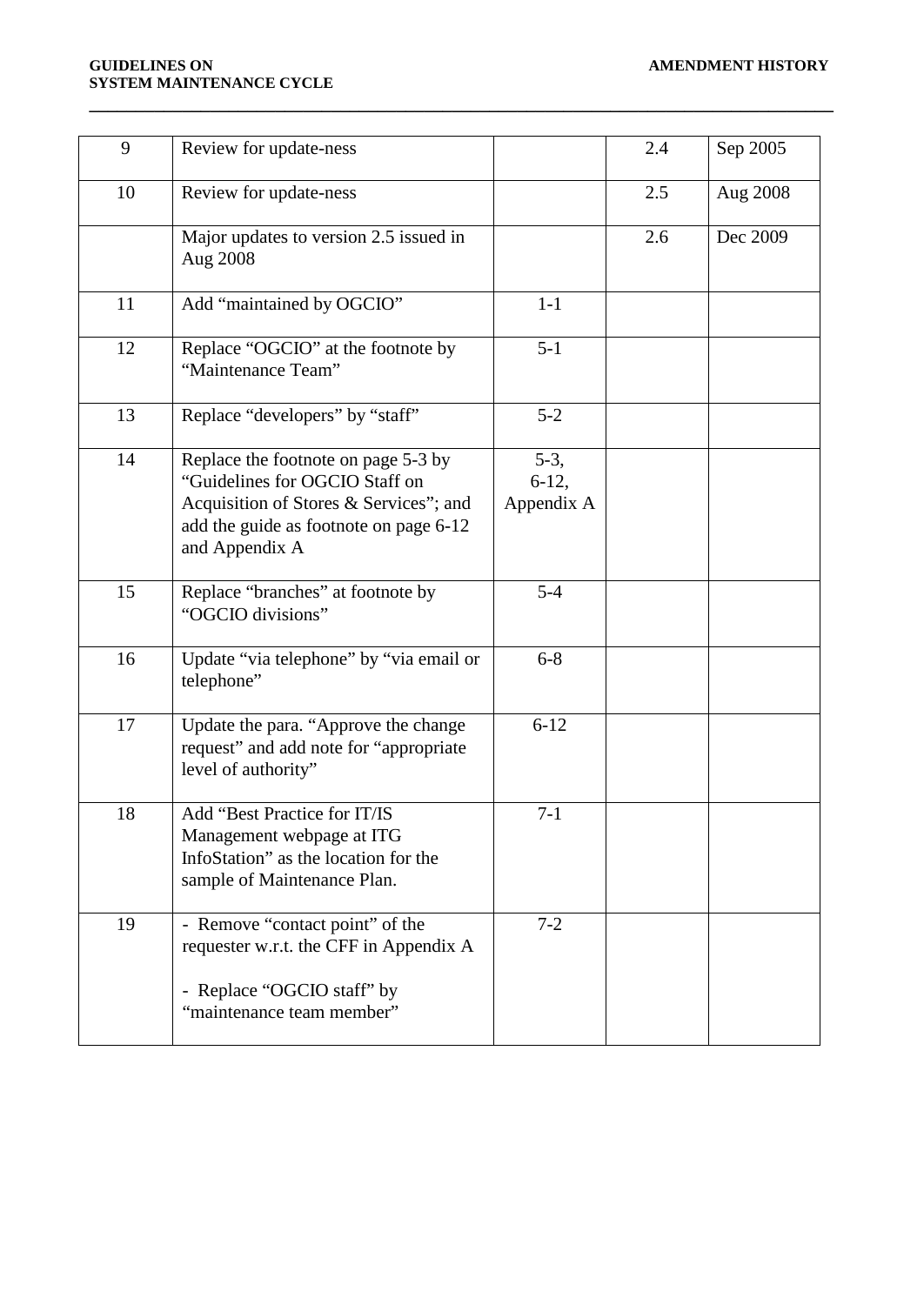| | | | | |
|---|---|---|---|---|
| 9 | Review for update-ness | | 2.4 | Sep 2005 |
| 10 | Review for update-ness | | 2.5 | Aug 2008 |
| | Major updates to version 2.5 issued in Aug 2008 | | 2.6 | Dec 2009 |
| 11 | Add “maintained by OGCIO” | 1-1 | | |
| 12 | Replace “OGCIO” at the footnote by “Maintenance Team” | 5-1 | | |
| 13 | Replace “developers” by “staff” | 5-2 | | |
| 14 | Replace the footnote on page 5-3 by “Guidelines for OGCIO Staff on Acquisition of Stores & Services”; and add the guide as footnote on page 6-12 and Appendix A | 5-3, 6-12, Appendix A | | |
| 15 | Replace “branches” at footnote by “OGCIO divisions” | 5-4 | | |
| 16 | Update “via telephone” by “via email or telephone” | 6-8 | | |
| 17 | Update the para. “Approve the change request” and add note for “appropriate level of authority” | 6-12 | | |
| 18 | Add “Best Practice for IT/IS Management webpage at ITG InfoStation” as the location for the sample of Maintenance Plan. | 7-1 | | |
| 19 | - Remove “contact point” of the requester w.r.t. the CFF in Appendix A<br><br>- Replace “OGCIO staff” by “maintenance team member” | 7-2 | | |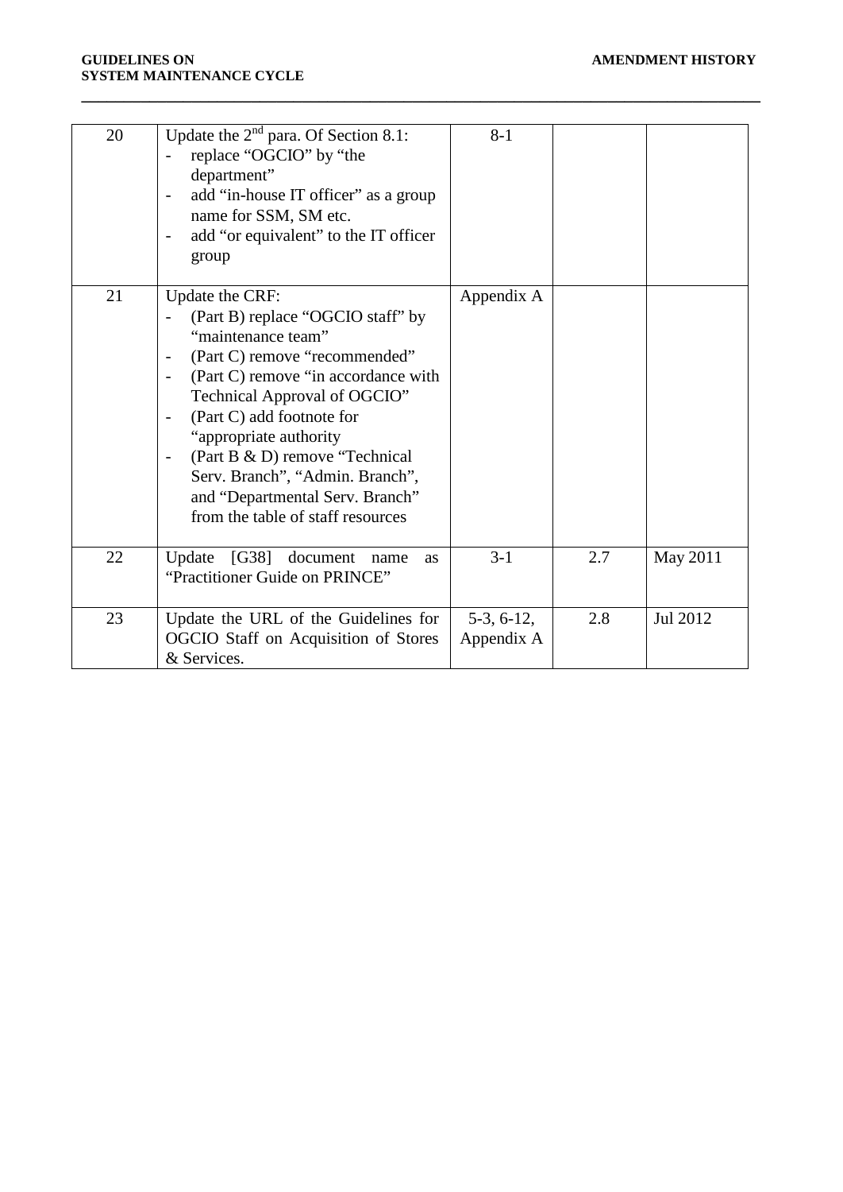| 20 | Update the 2nd para. Of Section 8.1:<br>- replace "OGCIO" by "the department"<br>- add "in-house IT officer" as a group name for SSM, SM etc.<br>- add "or equivalent" to the IT officer group | 8-1 | | |
|---|---|---|---|---|
| 21 | Update the CRF:<br>- (Part B) replace "OGCIO staff" by "maintenance team"<br>- (Part C) remove "recommended"<br>- (Part C) remove "in accordance with Technical Approval of OGCIO"<br>- (Part C) add footnote for "appropriate authority<br>- (Part B & D) remove "Technical Serv. Branch", "Admin. Branch", and "Departmental Serv. Branch" from the table of staff resources | Appendix A | | |
| 22 | Update [G38] document name as "Practitioner Guide on PRINCE" | 3-1 | 2.7 | May 2011 |
| 23 | Update the URL of the Guidelines for OGCIO Staff on Acquisition of Stores & Services. | 5-3, 6-12, Appendix A | 2.8 | Jul 2012 |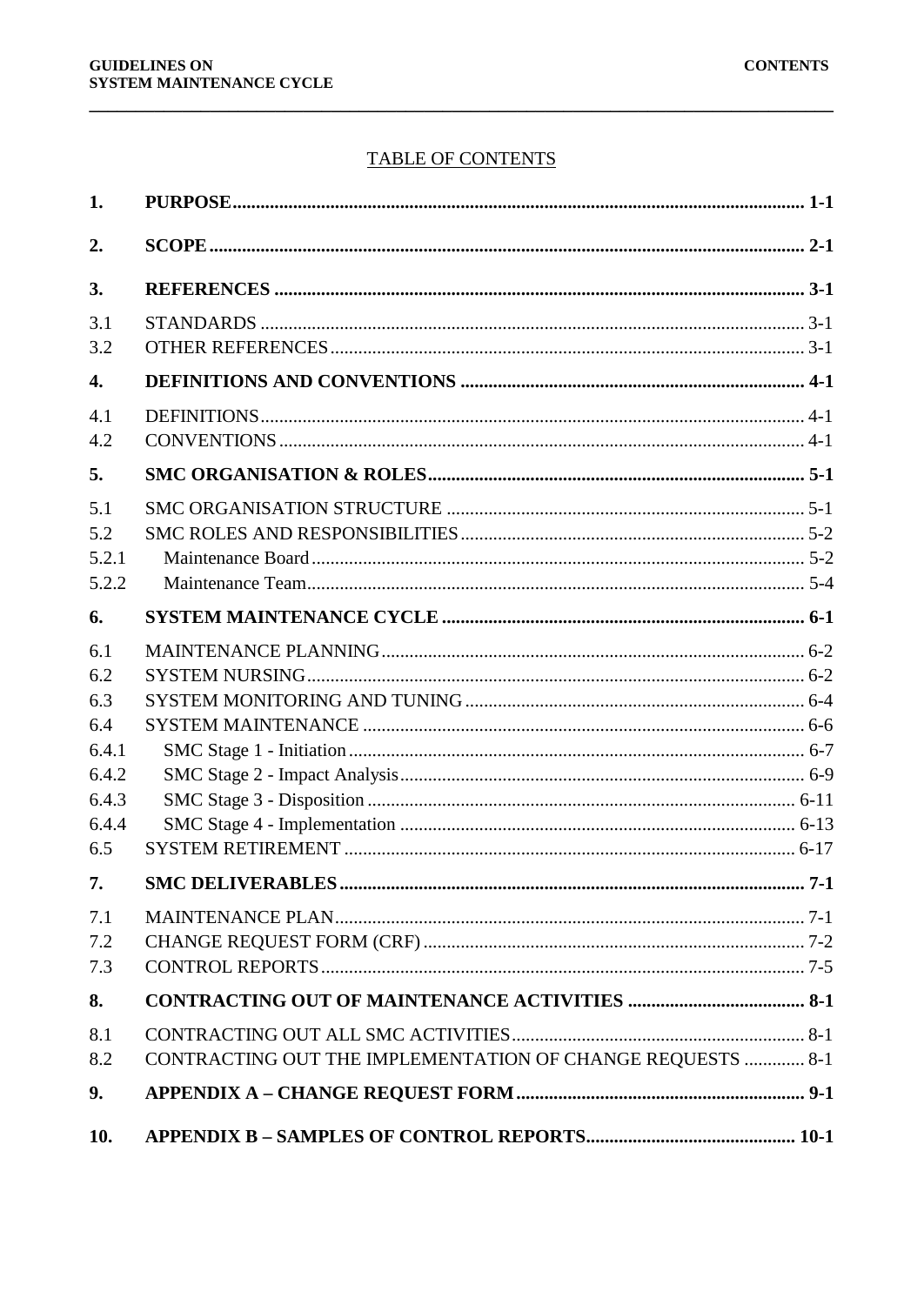TABLE OF CONTENTS

| | | |
|---|---|---|
| **1.** | **PURPOSE** | **1-1** |
| **2.** | **SCOPE** | **2-1** |
| **3.** | **REFERENCES** | **3-1** |
| 3.1 | STANDARDS | 3-1 |
| 3.2 | OTHER REFERENCES | 3-1 |
| **4.** | **DEFINITIONS AND CONVENTIONS** | **4-1** |
| 4.1 | DEFINITIONS | 4-1 |
| 4.2 | CONVENTIONS | 4-1 |
| **5.** | **SMC ORGANISATION & ROLES** | **5-1** |
| 5.1 | SMC ORGANISATION STRUCTURE | 5-1 |
| 5.2 | SMC ROLES AND RESPONSIBILITIES | 5-2 |
| 5.2.1 | Maintenance Board | 5-2 |
| 5.2.2 | Maintenance Team | 5-4 |
| **6.** | **SYSTEM MAINTENANCE CYCLE** | **6-1** |
| 6.1 | MAINTENANCE PLANNING | 6-2 |
| 6.2 | SYSTEM NURSING | 6-2 |
| 6.3 | SYSTEM MONITORING AND TUNING | 6-4 |
| 6.4 | SYSTEM MAINTENANCE | 6-6 |
| 6.4.1 | SMC Stage 1 - Initiation | 6-7 |
| 6.4.2 | SMC Stage 2 - Impact Analysis | 6-9 |
| 6.4.3 | SMC Stage 3 - Disposition | 6-11 |
| 6.4.4 | SMC Stage 4 - Implementation | 6-13 |
| 6.5 | SYSTEM RETIREMENT | 6-17 |
| **7.** | **SMC DELIVERABLES** | **7-1** |
| 7.1 | MAINTENANCE PLAN | 7-1 |
| 7.2 | CHANGE REQUEST FORM (CRF) | 7-2 |
| 7.3 | CONTROL REPORTS | 7-5 |
| **8.** | **CONTRACTING OUT OF MAINTENANCE ACTIVITIES** | **8-1** |
| 8.1 | CONTRACTING OUT ALL SMC ACTIVITIES | 8-1 |
| 8.2 | CONTRACTING OUT THE IMPLEMENTATION OF CHANGE REQUESTS | 8-1 |
| **9.** | **APPENDIX A – CHANGE REQUEST FORM** | **9-1** |
| **10.** | **APPENDIX B – SAMPLES OF CONTROL REPORTS** | **10-1** |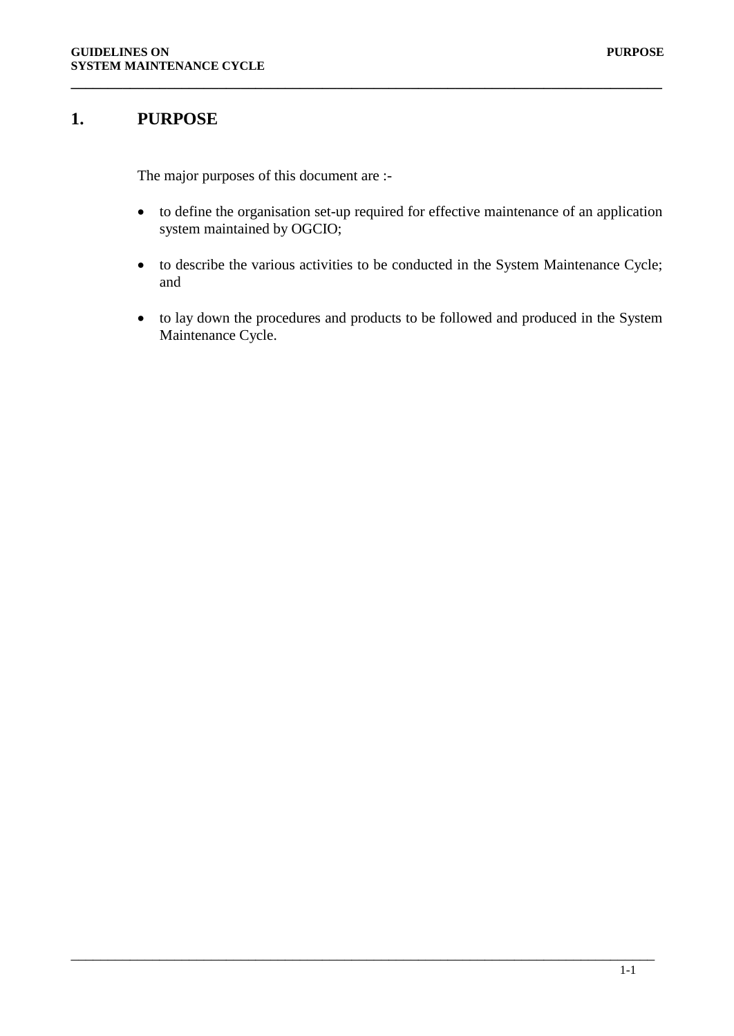# 1. PURPOSE

The major purposes of this document are :-

- to define the organisation set-up required for effective maintenance of an application system maintained by OGCIO;
- to describe the various activities to be conducted in the System Maintenance Cycle; and
- to lay down the procedures and products to be followed and produced in the System Maintenance Cycle.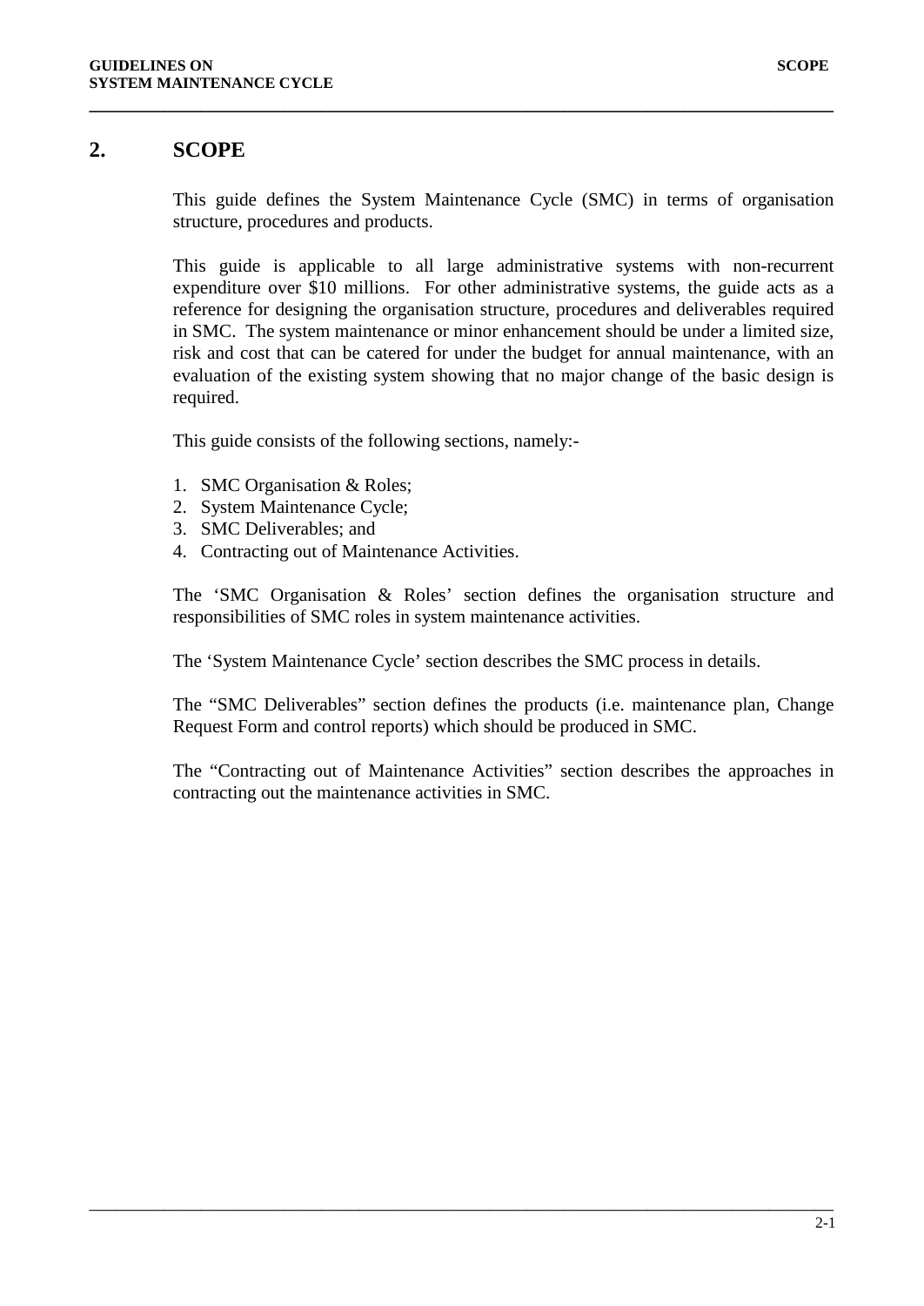## 2. SCOPE

This guide defines the System Maintenance Cycle (SMC) in terms of organisation structure, procedures and products.

This guide is applicable to all large administrative systems with non-recurrent expenditure over $10 millions. For other administrative systems, the guide acts as a reference for designing the organisation structure, procedures and deliverables required in SMC. The system maintenance or minor enhancement should be under a limited size, risk and cost that can be catered for under the budget for annual maintenance, with an evaluation of the existing system showing that no major change of the basic design is required.

This guide consists of the following sections, namely:-

1. SMC Organisation & Roles;
2. System Maintenance Cycle;
3. SMC Deliverables; and
4. Contracting out of Maintenance Activities.

The 'SMC Organisation & Roles' section defines the organisation structure and responsibilities of SMC roles in system maintenance activities.

The 'System Maintenance Cycle' section describes the SMC process in details.

The "SMC Deliverables" section defines the products (i.e. maintenance plan, Change Request Form and control reports) which should be produced in SMC.

The "Contracting out of Maintenance Activities" section describes the approaches in contracting out the maintenance activities in SMC.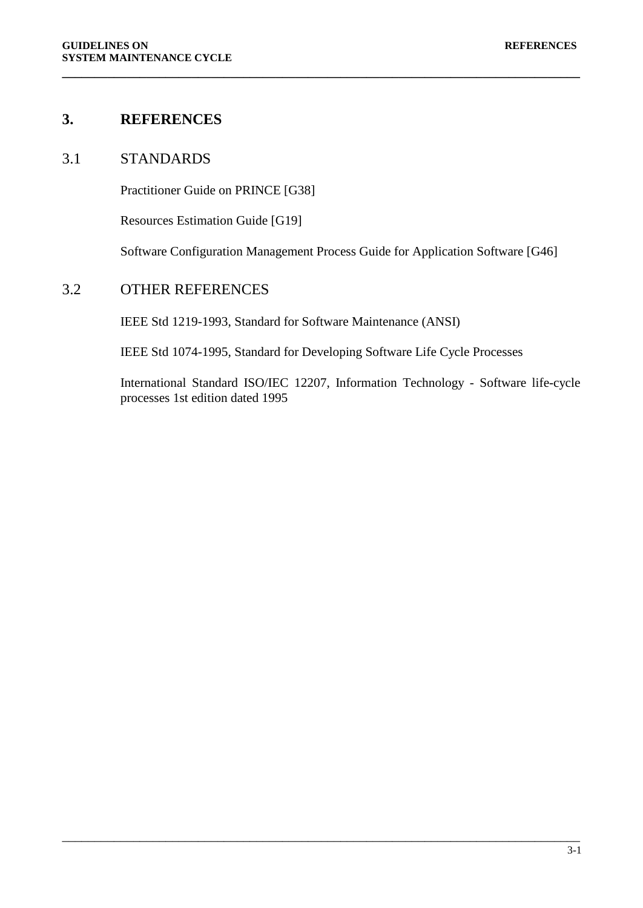# 3. REFERENCES

## 3.1 STANDARDS

Practitioner Guide on PRINCE [G38]

Resources Estimation Guide [G19]

Software Configuration Management Process Guide for Application Software [G46]

## 3.2 OTHER REFERENCES

IEEE Std 1219-1993, Standard for Software Maintenance (ANSI)

IEEE Std 1074-1995, Standard for Developing Software Life Cycle Processes

International Standard ISO/IEC 12207, Information Technology - Software life-cycle processes 1st edition dated 1995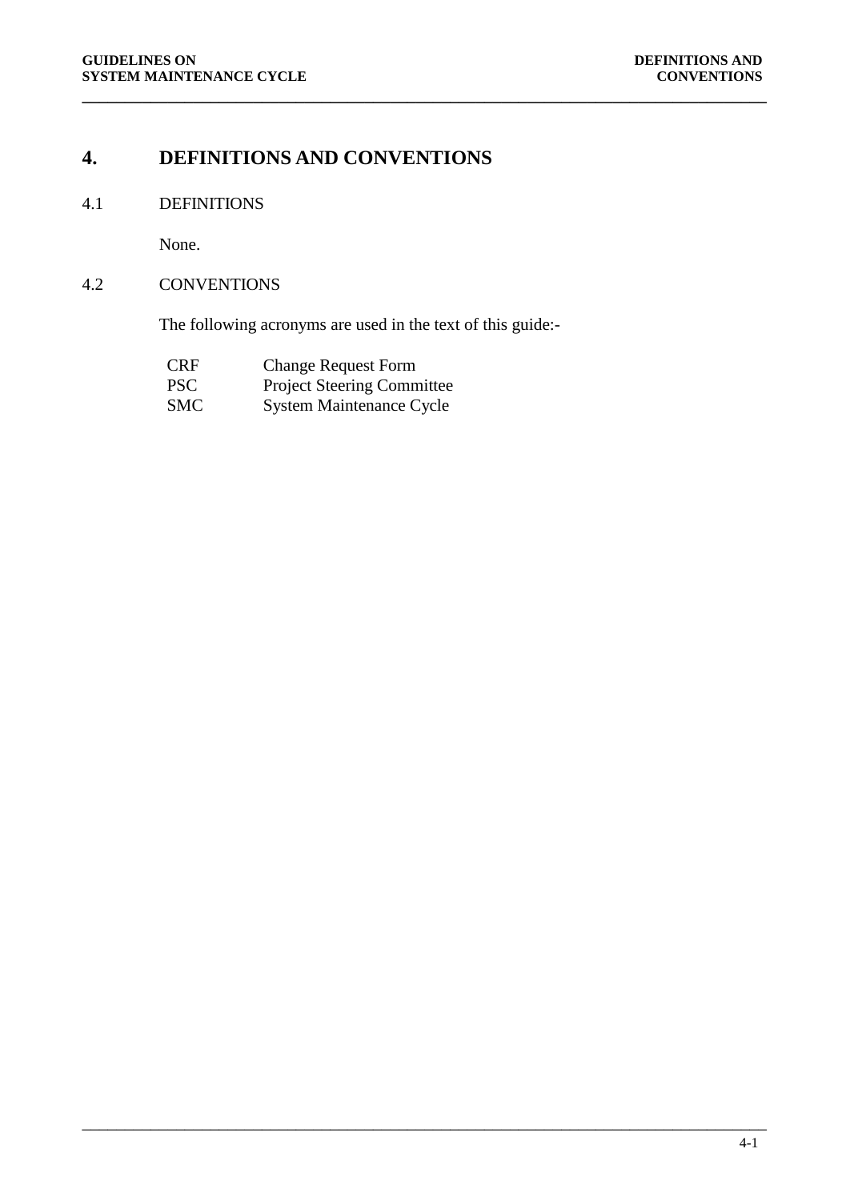# 4. DEFINITIONS AND CONVENTIONS

## 4.1 DEFINITIONS

None.

## 4.2 CONVENTIONS

The following acronyms are used in the text of this guide:-

| | |
|---|---|
| CRF | Change Request Form |
| PSC | Project Steering Committee |
| SMC | System Maintenance Cycle |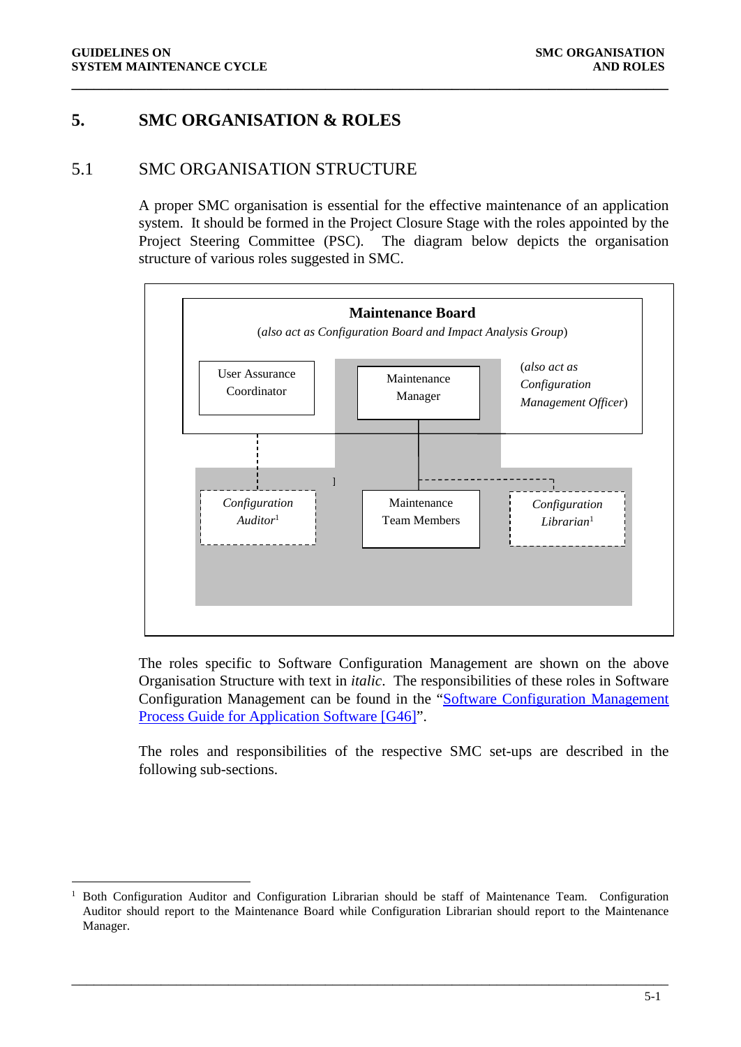# 5. SMC ORGANISATION & ROLES

## 5.1 SMC ORGANISATION STRUCTURE

A proper SMC organisation is essential for the effective maintenance of an application system. It should be formed in the Project Closure Stage with the roles appointed by the Project Steering Committee (PSC). The diagram below depicts the organisation structure of various roles suggested in SMC.

**Maintenance Board**

(*also act as Configuration Board and Impact Analysis Group*)

User Assurance Coordinator

Maintenance Manager

(*also act as Configuration Management Officer*)

*Configuration Auditor*[1]

Maintenance Team Members

*Configuration Librarian*[1]

The roles specific to Software Configuration Management are shown on the above Organisation Structure with text in *italic*. The responsibilities of these roles in Software Configuration Management can be found in the "Software Configuration Management Process Guide for Application Software [G46]".

The roles and responsibilities of the respective SMC set-ups are described in the following sub-sections.

---

[1] Both Configuration Auditor and Configuration Librarian should be staff of Maintenance Team. Configuration Auditor should report to the Maintenance Board while Configuration Librarian should report to the Maintenance Manager.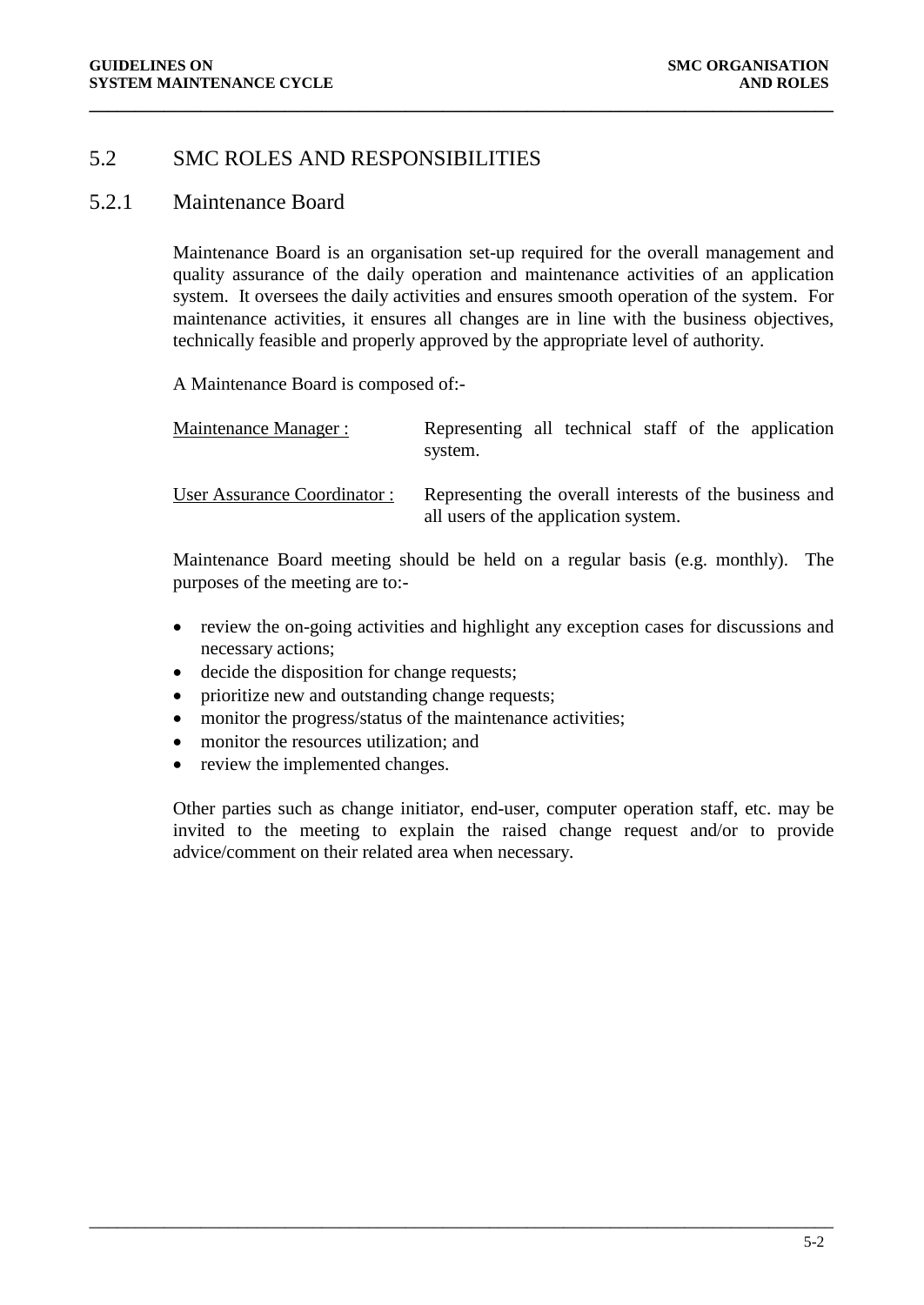## 5.2 SMC ROLES AND RESPONSIBILITIES

### 5.2.1 Maintenance Board

Maintenance Board is an organisation set-up required for the overall management and quality assurance of the daily operation and maintenance activities of an application system. It oversees the daily activities and ensures smooth operation of the system. For maintenance activities, it ensures all changes are in line with the business objectives, technically feasible and properly approved by the appropriate level of authority.

A Maintenance Board is composed of:-

| | |
|---|---|
| Maintenance Manager : | Representing all technical staff of the application system. |
| User Assurance Coordinator : | Representing the overall interests of the business and all users of the application system. |

Maintenance Board meeting should be held on a regular basis (e.g. monthly). The purposes of the meeting are to:-

- review the on-going activities and highlight any exception cases for discussions and necessary actions;
- decide the disposition for change requests;
- prioritize new and outstanding change requests;
- monitor the progress/status of the maintenance activities;
- monitor the resources utilization; and
- review the implemented changes.

Other parties such as change initiator, end-user, computer operation staff, etc. may be invited to the meeting to explain the raised change request and/or to provide advice/comment on their related area when necessary.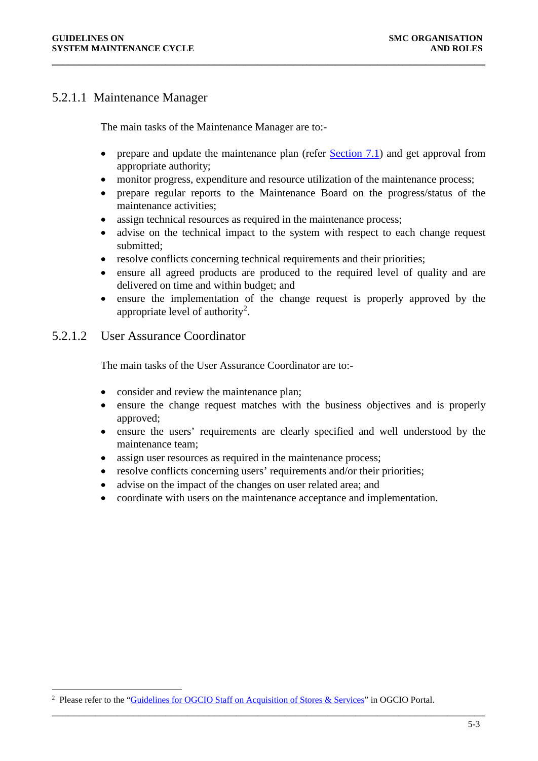#### 5.2.1.1 Maintenance Manager

The main tasks of the Maintenance Manager are to:-

- prepare and update the maintenance plan (refer Section 7.1) and get approval from appropriate authority;
- monitor progress, expenditure and resource utilization of the maintenance process;
- prepare regular reports to the Maintenance Board on the progress/status of the maintenance activities;
- assign technical resources as required in the maintenance process;
- advise on the technical impact to the system with respect to each change request submitted;
- resolve conflicts concerning technical requirements and their priorities;
- ensure all agreed products are produced to the required level of quality and are delivered on time and within budget; and
- ensure the implementation of the change request is properly approved by the appropriate level of authority[2].

#### 5.2.1.2 User Assurance Coordinator

The main tasks of the User Assurance Coordinator are to:-

- consider and review the maintenance plan;
- ensure the change request matches with the business objectives and is properly approved;
- ensure the users' requirements are clearly specified and well understood by the maintenance team;
- assign user resources as required in the maintenance process;
- resolve conflicts concerning users' requirements and/or their priorities;
- advise on the impact of the changes on user related area; and
- coordinate with users on the maintenance acceptance and implementation.

---

[2] Please refer to the "Guidelines for OGCIO Staff on Acquisition of Stores & Services" in OGCIO Portal.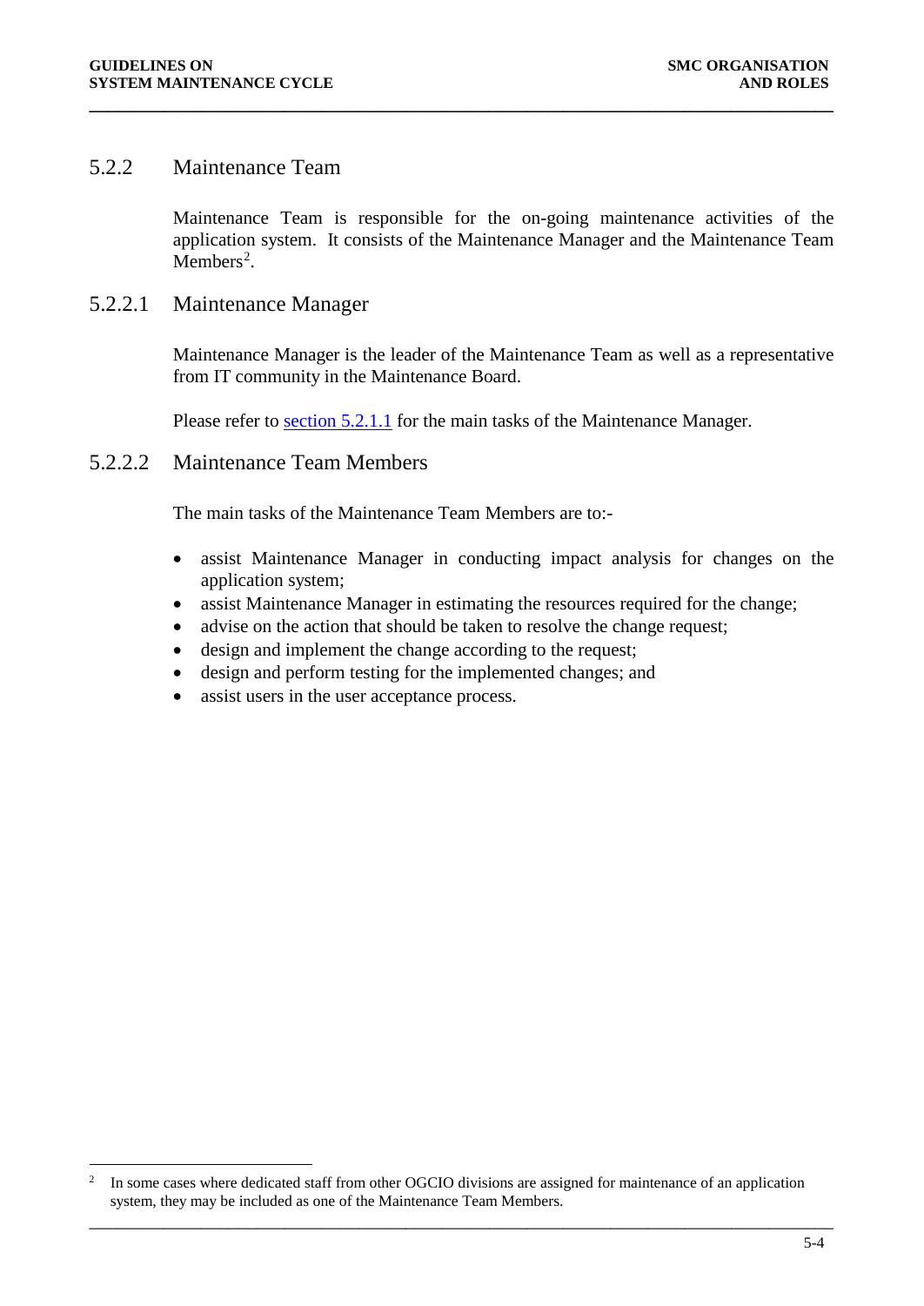### 5.2.2 Maintenance Team

Maintenance Team is responsible for the on-going maintenance activities of the application system. It consists of the Maintenance Manager and the Maintenance Team Members[2].

#### 5.2.2.1 Maintenance Manager

Maintenance Manager is the leader of the Maintenance Team as well as a representative from IT community in the Maintenance Board.

Please refer to section 5.2.1.1 for the main tasks of the Maintenance Manager.

#### 5.2.2.2 Maintenance Team Members

The main tasks of the Maintenance Team Members are to:-

- assist Maintenance Manager in conducting impact analysis for changes on the application system;
- assist Maintenance Manager in estimating the resources required for the change;
- advise on the action that should be taken to resolve the change request;
- design and implement the change according to the request;
- design and perform testing for the implemented changes; and
- assist users in the user acceptance process.

---

[2] In some cases where dedicated staff from other OGCIO divisions are assigned for maintenance of an application system, they may be included as one of the Maintenance Team Members.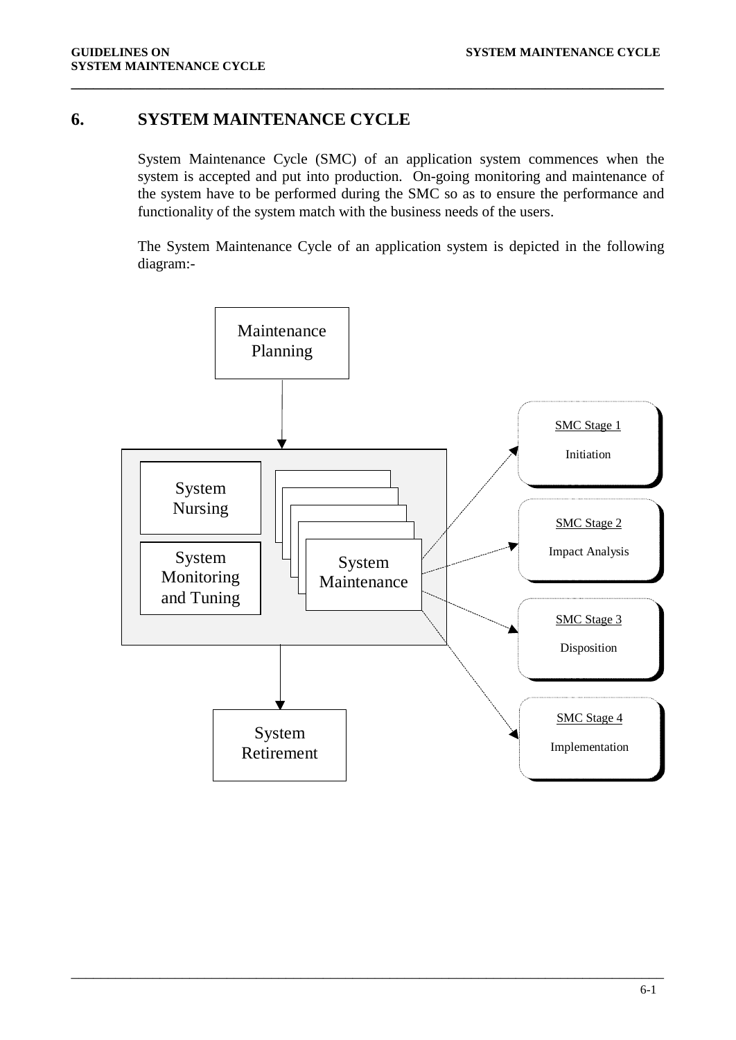# 6. SYSTEM MAINTENANCE CYCLE

System Maintenance Cycle (SMC) of an application system commences when the system is accepted and put into production. On-going monitoring and maintenance of the system have to be performed during the SMC so as to ensure the performance and functionality of the system match with the business needs of the users.

The System Maintenance Cycle of an application system is depicted in the following diagram:-

Maintenance Planning

System Nursing

System Monitoring and Tuning

System Maintenance

System Retirement

SMC Stage 1

Initiation

SMC Stage 2

Impact Analysis

SMC Stage 3

Disposition

SMC Stage 4

Implementation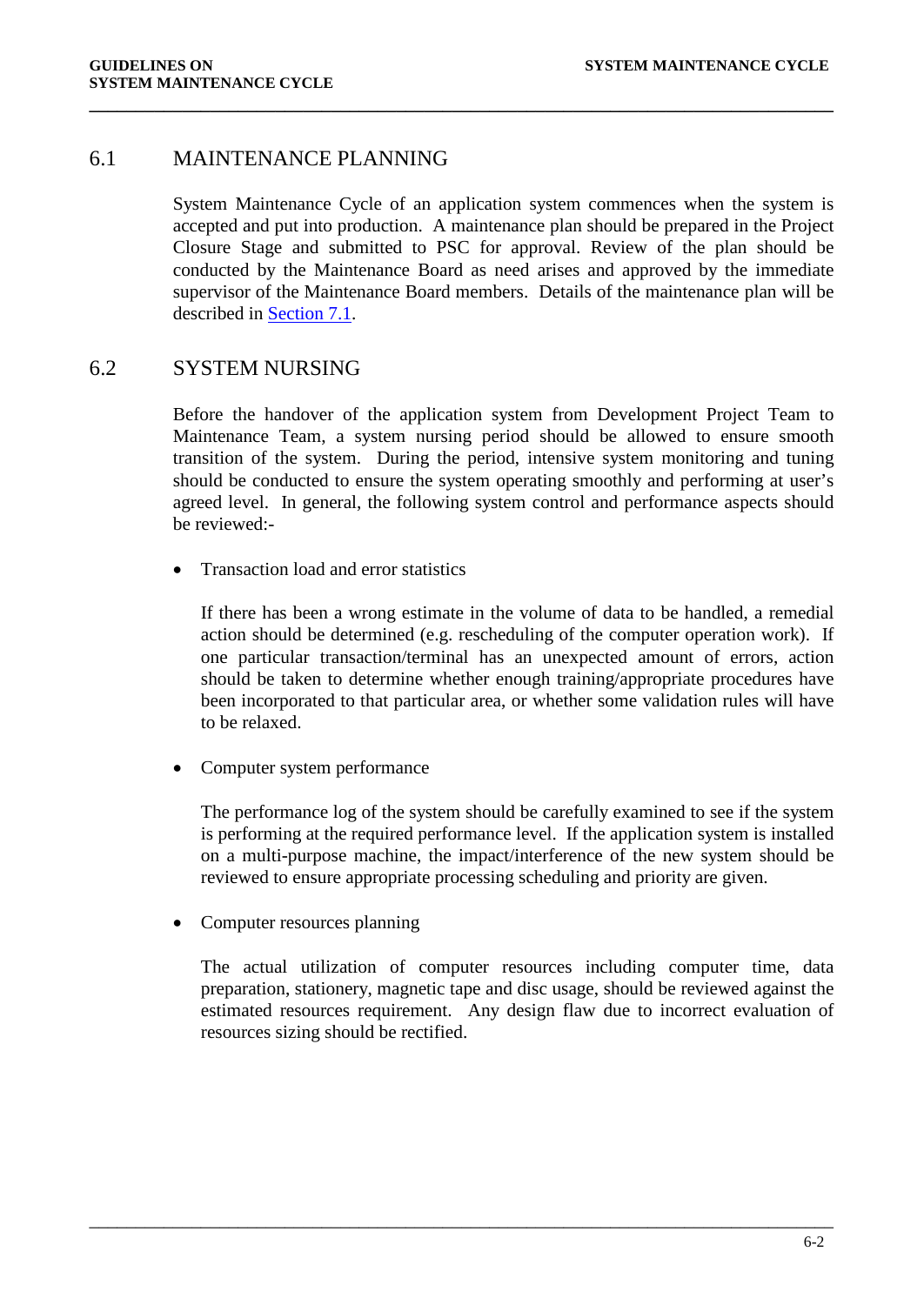## 6.1 MAINTENANCE PLANNING

System Maintenance Cycle of an application system commences when the system is accepted and put into production. A maintenance plan should be prepared in the Project Closure Stage and submitted to PSC for approval. Review of the plan should be conducted by the Maintenance Board as need arises and approved by the immediate supervisor of the Maintenance Board members. Details of the maintenance plan will be described in Section 7.1.

## 6.2 SYSTEM NURSING

Before the handover of the application system from Development Project Team to Maintenance Team, a system nursing period should be allowed to ensure smooth transition of the system. During the period, intensive system monitoring and tuning should be conducted to ensure the system operating smoothly and performing at user's agreed level. In general, the following system control and performance aspects should be reviewed:-

- Transaction load and error statistics

  If there has been a wrong estimate in the volume of data to be handled, a remedial action should be determined (e.g. rescheduling of the computer operation work). If one particular transaction/terminal has an unexpected amount of errors, action should be taken to determine whether enough training/appropriate procedures have been incorporated to that particular area, or whether some validation rules will have to be relaxed.

- Computer system performance

  The performance log of the system should be carefully examined to see if the system is performing at the required performance level. If the application system is installed on a multi-purpose machine, the impact/interference of the new system should be reviewed to ensure appropriate processing scheduling and priority are given.

- Computer resources planning

  The actual utilization of computer resources including computer time, data preparation, stationery, magnetic tape and disc usage, should be reviewed against the estimated resources requirement. Any design flaw due to incorrect evaluation of resources sizing should be rectified.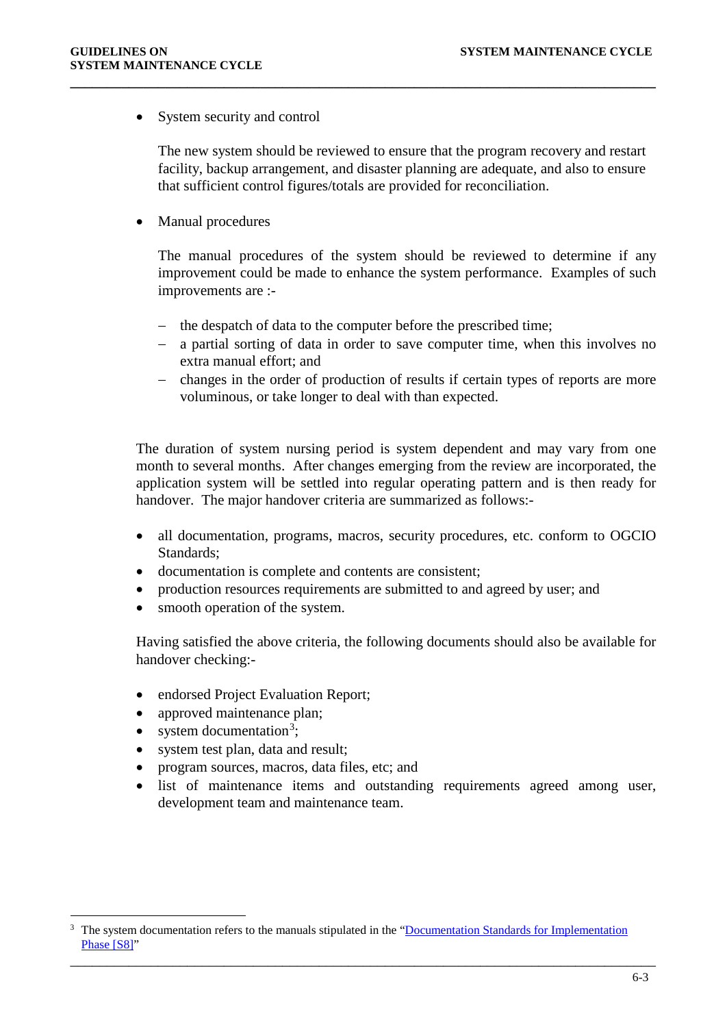- System security and control

  The new system should be reviewed to ensure that the program recovery and restart facility, backup arrangement, and disaster planning are adequate, and also to ensure that sufficient control figures/totals are provided for reconciliation.

- Manual procedures

  The manual procedures of the system should be reviewed to determine if any improvement could be made to enhance the system performance. Examples of such improvements are :-

  – the despatch of data to the computer before the prescribed time;
  – a partial sorting of data in order to save computer time, when this involves no extra manual effort; and
  – changes in the order of production of results if certain types of reports are more voluminous, or take longer to deal with than expected.

The duration of system nursing period is system dependent and may vary from one month to several months. After changes emerging from the review are incorporated, the application system will be settled into regular operating pattern and is then ready for handover. The major handover criteria are summarized as follows:-

- all documentation, programs, macros, security procedures, etc. conform to OGCIO Standards;
- documentation is complete and contents are consistent;
- production resources requirements are submitted to and agreed by user; and
- smooth operation of the system.

Having satisfied the above criteria, the following documents should also be available for handover checking:-

- endorsed Project Evaluation Report;
- approved maintenance plan;
- system documentation[3];
- system test plan, data and result;
- program sources, macros, data files, etc; and
- list of maintenance items and outstanding requirements agreed among user, development team and maintenance team.

[3] The system documentation refers to the manuals stipulated in the "Documentation Standards for Implementation Phase [S8]"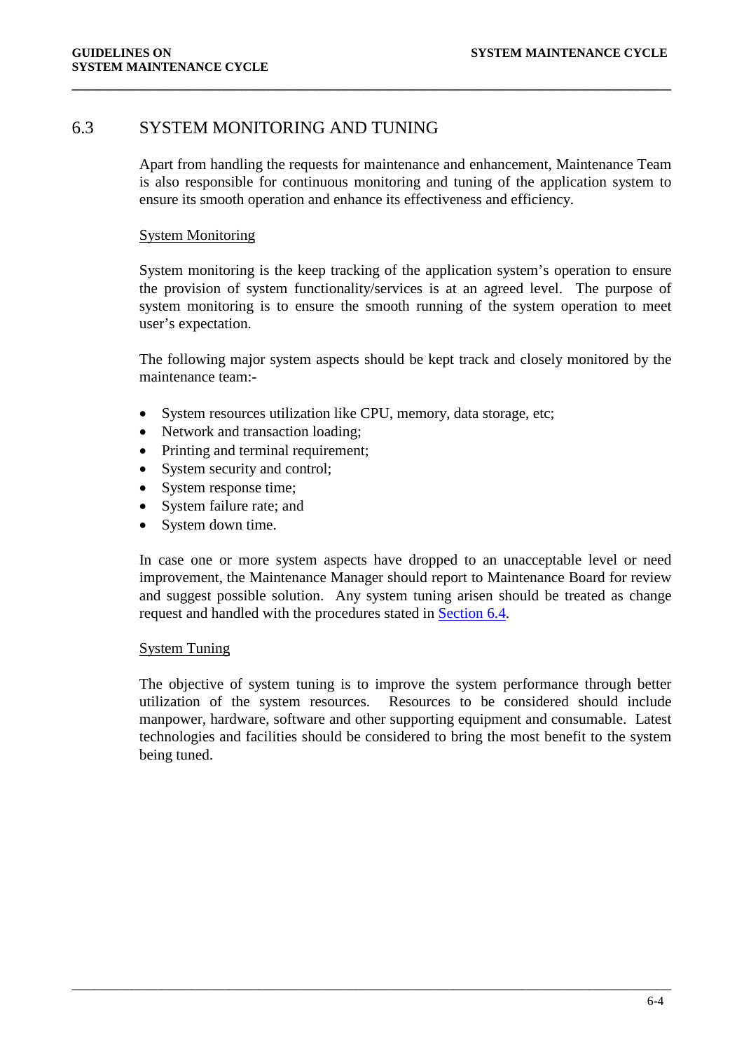## 6.3 SYSTEM MONITORING AND TUNING

Apart from handling the requests for maintenance and enhancement, Maintenance Team is also responsible for continuous monitoring and tuning of the application system to ensure its smooth operation and enhance its effectiveness and efficiency.

<u>System Monitoring</u>

System monitoring is the keep tracking of the application system's operation to ensure the provision of system functionality/services is at an agreed level. The purpose of system monitoring is to ensure the smooth running of the system operation to meet user's expectation.

The following major system aspects should be kept track and closely monitored by the maintenance team:-

- System resources utilization like CPU, memory, data storage, etc;
- Network and transaction loading;
- Printing and terminal requirement;
- System security and control;
- System response time;
- System failure rate; and
- System down time.

In case one or more system aspects have dropped to an unacceptable level or need improvement, the Maintenance Manager should report to Maintenance Board for review and suggest possible solution. Any system tuning arisen should be treated as change request and handled with the procedures stated in Section 6.4.

<u>System Tuning</u>

The objective of system tuning is to improve the system performance through better utilization of the system resources. Resources to be considered should include manpower, hardware, software and other supporting equipment and consumable. Latest technologies and facilities should be considered to bring the most benefit to the system being tuned.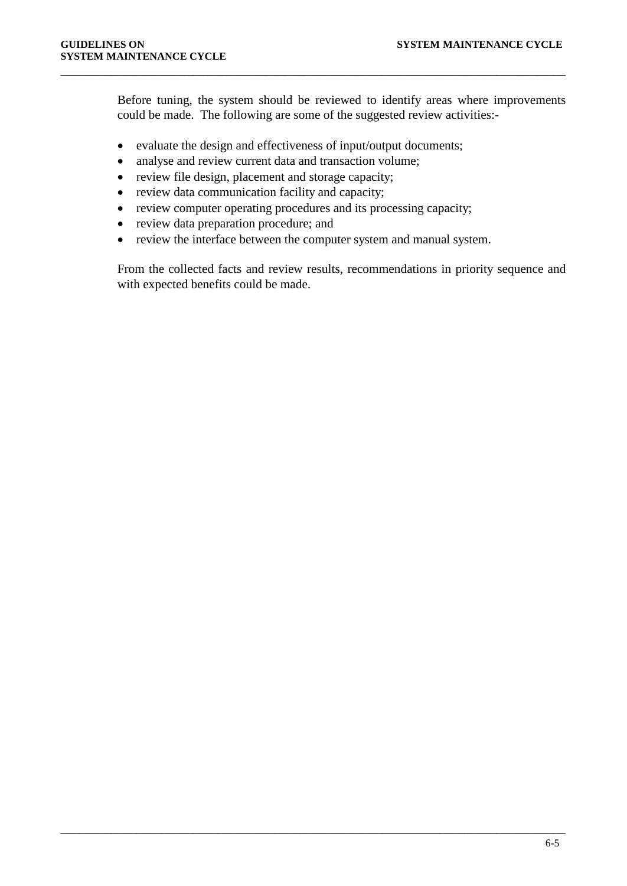Before tuning, the system should be reviewed to identify areas where improvements could be made. The following are some of the suggested review activities:-

- evaluate the design and effectiveness of input/output documents;
- analyse and review current data and transaction volume;
- review file design, placement and storage capacity;
- review data communication facility and capacity;
- review computer operating procedures and its processing capacity;
- review data preparation procedure; and
- review the interface between the computer system and manual system.

From the collected facts and review results, recommendations in priority sequence and with expected benefits could be made.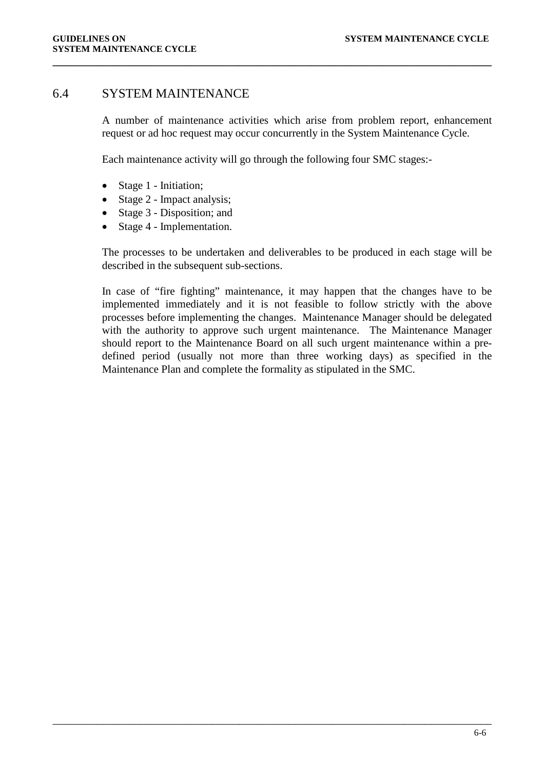## 6.4 SYSTEM MAINTENANCE

A number of maintenance activities which arise from problem report, enhancement request or ad hoc request may occur concurrently in the System Maintenance Cycle.

Each maintenance activity will go through the following four SMC stages:-

- Stage 1 - Initiation;
- Stage 2 - Impact analysis;
- Stage 3 - Disposition; and
- Stage 4 - Implementation.

The processes to be undertaken and deliverables to be produced in each stage will be described in the subsequent sub-sections.

In case of "fire fighting" maintenance, it may happen that the changes have to be implemented immediately and it is not feasible to follow strictly with the above processes before implementing the changes. Maintenance Manager should be delegated with the authority to approve such urgent maintenance. The Maintenance Manager should report to the Maintenance Board on all such urgent maintenance within a pre-defined period (usually not more than three working days) as specified in the Maintenance Plan and complete the formality as stipulated in the SMC.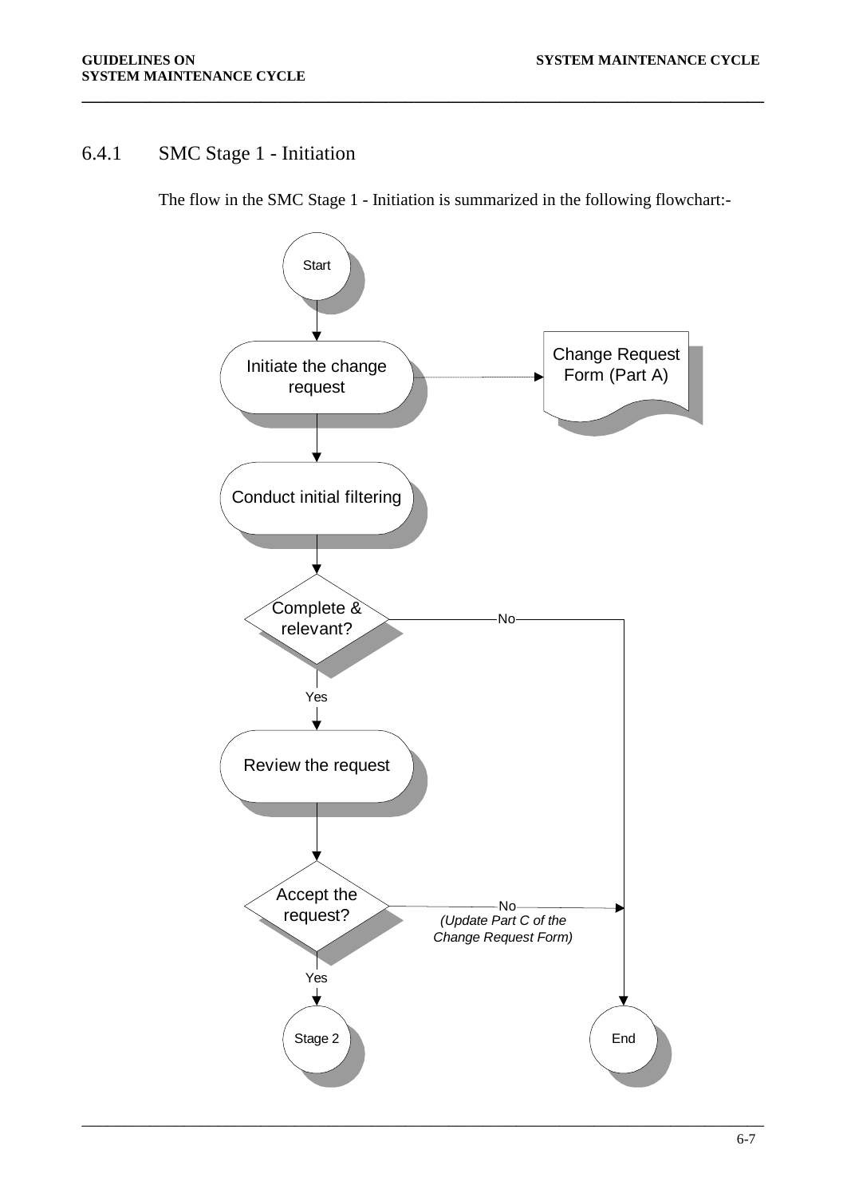### 6.4.1 SMC Stage 1 - Initiation

The flow in the SMC Stage 1 - Initiation is summarized in the following flowchart:-

Start

Initiate the change request → Change Request Form (Part A)

Conduct initial filtering

Complete & relevant? — No → End

Yes

Review the request

Accept the request? — No (Update Part C of the Change Request Form) → End

Yes

Stage 2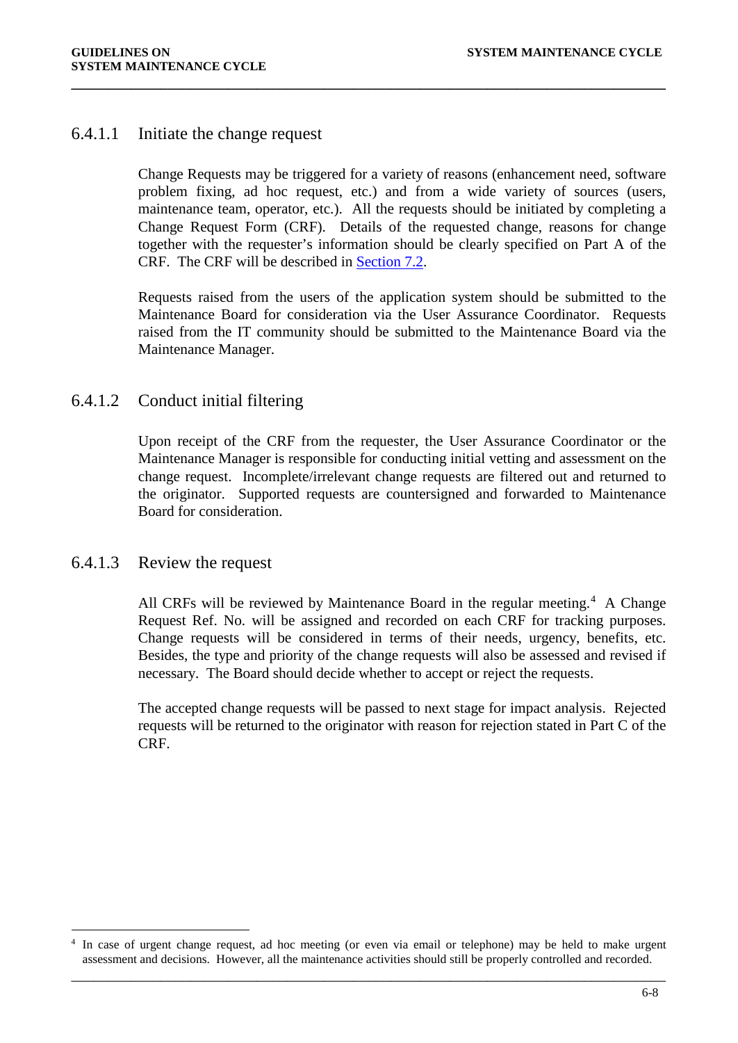#### 6.4.1.1 Initiate the change request

Change Requests may be triggered for a variety of reasons (enhancement need, software problem fixing, ad hoc request, etc.) and from a wide variety of sources (users, maintenance team, operator, etc.). All the requests should be initiated by completing a Change Request Form (CRF). Details of the requested change, reasons for change together with the requester's information should be clearly specified on Part A of the CRF. The CRF will be described in Section 7.2.

Requests raised from the users of the application system should be submitted to the Maintenance Board for consideration via the User Assurance Coordinator. Requests raised from the IT community should be submitted to the Maintenance Board via the Maintenance Manager.

#### 6.4.1.2 Conduct initial filtering

Upon receipt of the CRF from the requester, the User Assurance Coordinator or the Maintenance Manager is responsible for conducting initial vetting and assessment on the change request. Incomplete/irrelevant change requests are filtered out and returned to the originator. Supported requests are countersigned and forwarded to Maintenance Board for consideration.

#### 6.4.1.3 Review the request

All CRFs will be reviewed by Maintenance Board in the regular meeting.[4] A Change Request Ref. No. will be assigned and recorded on each CRF for tracking purposes. Change requests will be considered in terms of their needs, urgency, benefits, etc. Besides, the type and priority of the change requests will also be assessed and revised if necessary. The Board should decide whether to accept or reject the requests.

The accepted change requests will be passed to next stage for impact analysis. Rejected requests will be returned to the originator with reason for rejection stated in Part C of the CRF.

---

[4] In case of urgent change request, ad hoc meeting (or even via email or telephone) may be held to make urgent assessment and decisions. However, all the maintenance activities should still be properly controlled and recorded.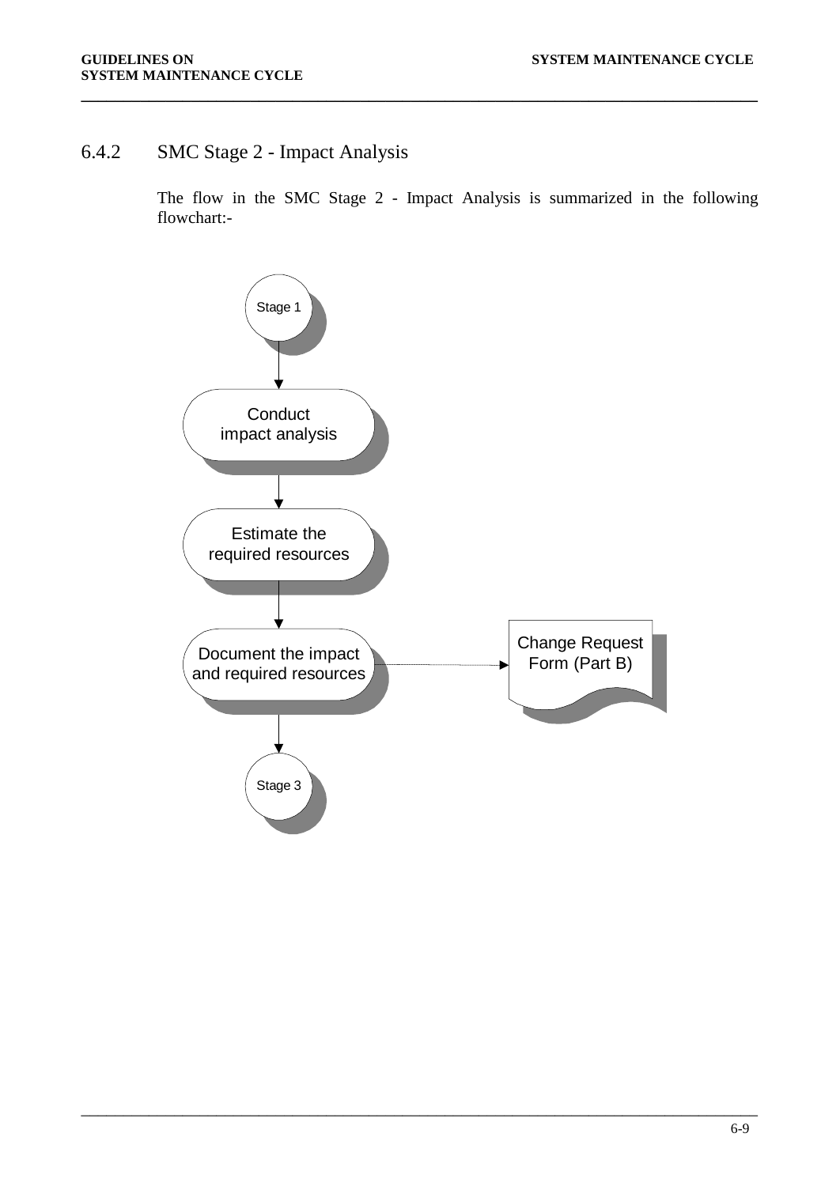### 6.4.2 SMC Stage 2 - Impact Analysis

The flow in the SMC Stage 2 - Impact Analysis is summarized in the following flowchart:-

Stage 1

Conduct impact analysis

Estimate the required resources

Document the impact and required resources

Change Request Form (Part B)

Stage 3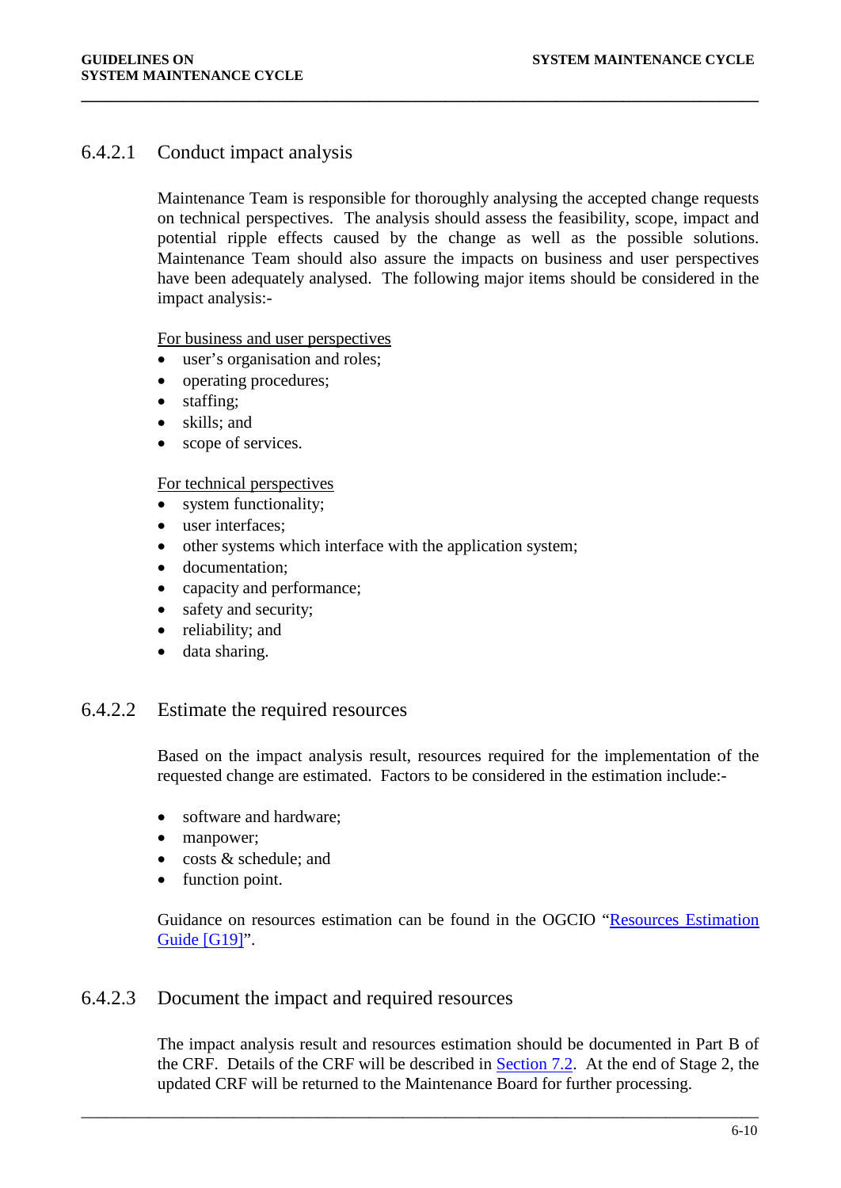#### 6.4.2.1 Conduct impact analysis

Maintenance Team is responsible for thoroughly analysing the accepted change requests on technical perspectives. The analysis should assess the feasibility, scope, impact and potential ripple effects caused by the change as well as the possible solutions. Maintenance Team should also assure the impacts on business and user perspectives have been adequately analysed. The following major items should be considered in the impact analysis:-

For business and user perspectives

- user's organisation and roles;
- operating procedures;
- staffing;
- skills; and
- scope of services.

For technical perspectives

- system functionality;
- user interfaces;
- other systems which interface with the application system;
- documentation;
- capacity and performance;
- safety and security;
- reliability; and
- data sharing.

#### 6.4.2.2 Estimate the required resources

Based on the impact analysis result, resources required for the implementation of the requested change are estimated. Factors to be considered in the estimation include:-

- software and hardware;
- manpower;
- costs & schedule; and
- function point.

Guidance on resources estimation can be found in the OGCIO "Resources Estimation Guide [G19]".

#### 6.4.2.3 Document the impact and required resources

The impact analysis result and resources estimation should be documented in Part B of the CRF. Details of the CRF will be described in Section 7.2. At the end of Stage 2, the updated CRF will be returned to the Maintenance Board for further processing.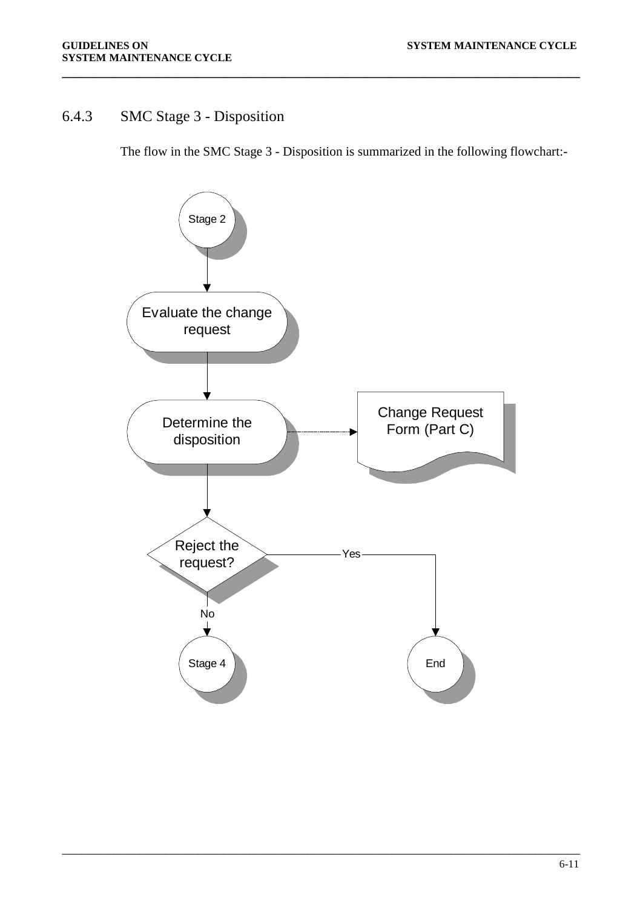### 6.4.3 SMC Stage 3 - Disposition

The flow in the SMC Stage 3 - Disposition is summarized in the following flowchart:-

Stage 2

Evaluate the change request

Determine the disposition

Change Request Form (Part C)

Reject the request?

Yes

No

Stage 4

End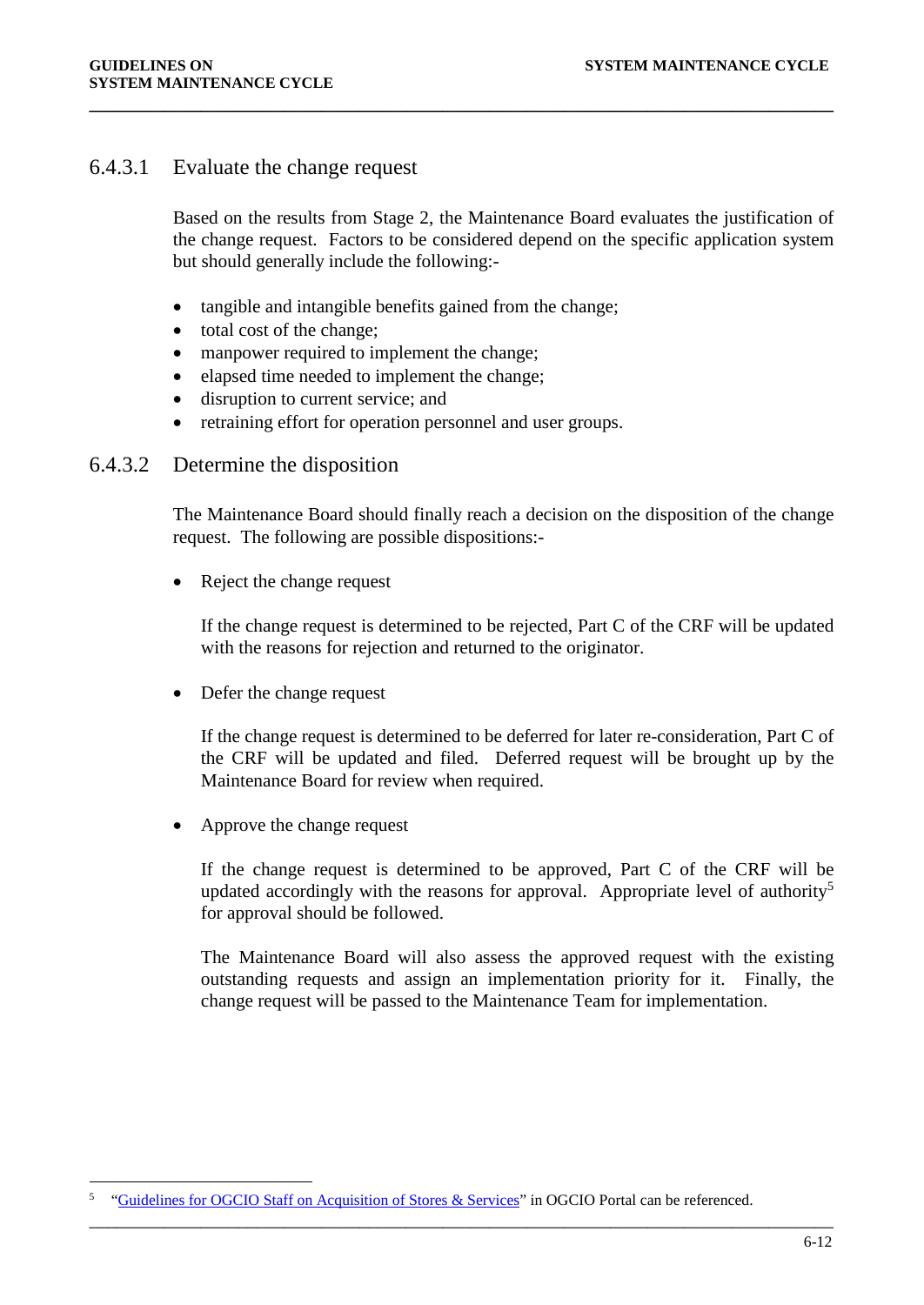#### 6.4.3.1 Evaluate the change request

Based on the results from Stage 2, the Maintenance Board evaluates the justification of the change request. Factors to be considered depend on the specific application system but should generally include the following:-

- tangible and intangible benefits gained from the change;
- total cost of the change;
- manpower required to implement the change;
- elapsed time needed to implement the change;
- disruption to current service; and
- retraining effort for operation personnel and user groups.

#### 6.4.3.2 Determine the disposition

The Maintenance Board should finally reach a decision on the disposition of the change request. The following are possible dispositions:-

- Reject the change request

  If the change request is determined to be rejected, Part C of the CRF will be updated with the reasons for rejection and returned to the originator.

- Defer the change request

  If the change request is determined to be deferred for later re-consideration, Part C of the CRF will be updated and filed. Deferred request will be brought up by the Maintenance Board for review when required.

- Approve the change request

  If the change request is determined to be approved, Part C of the CRF will be updated accordingly with the reasons for approval. Appropriate level of authority[5] for approval should be followed.

  The Maintenance Board will also assess the approved request with the existing outstanding requests and assign an implementation priority for it. Finally, the change request will be passed to the Maintenance Team for implementation.

---

[5] "Guidelines for OGCIO Staff on Acquisition of Stores & Services" in OGCIO Portal can be referenced.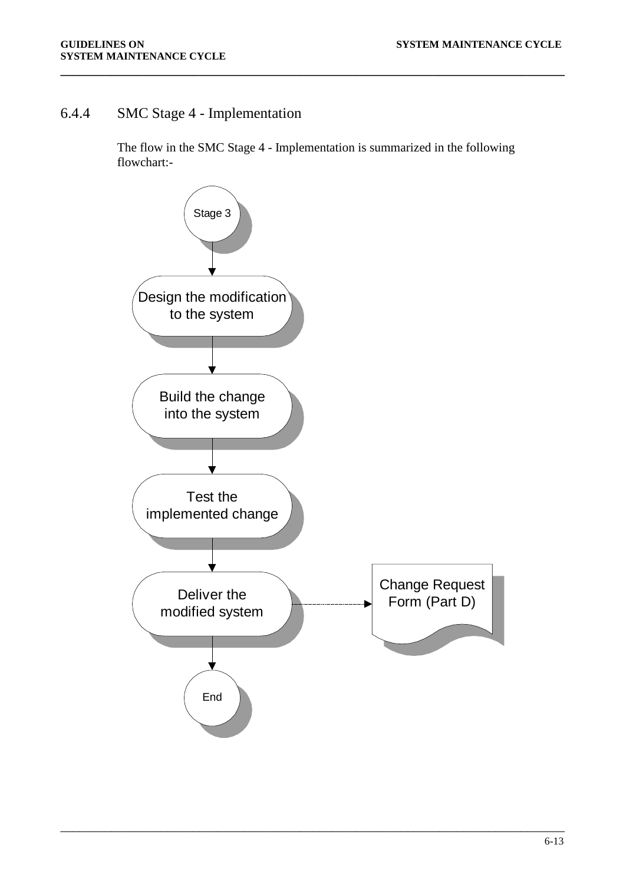### 6.4.4 SMC Stage 4 - Implementation

The flow in the SMC Stage 4 - Implementation is summarized in the following flowchart:-

Stage 3

Design the modification to the system

Build the change into the system

Test the implemented change

Deliver the modified system

Change Request Form (Part D)

End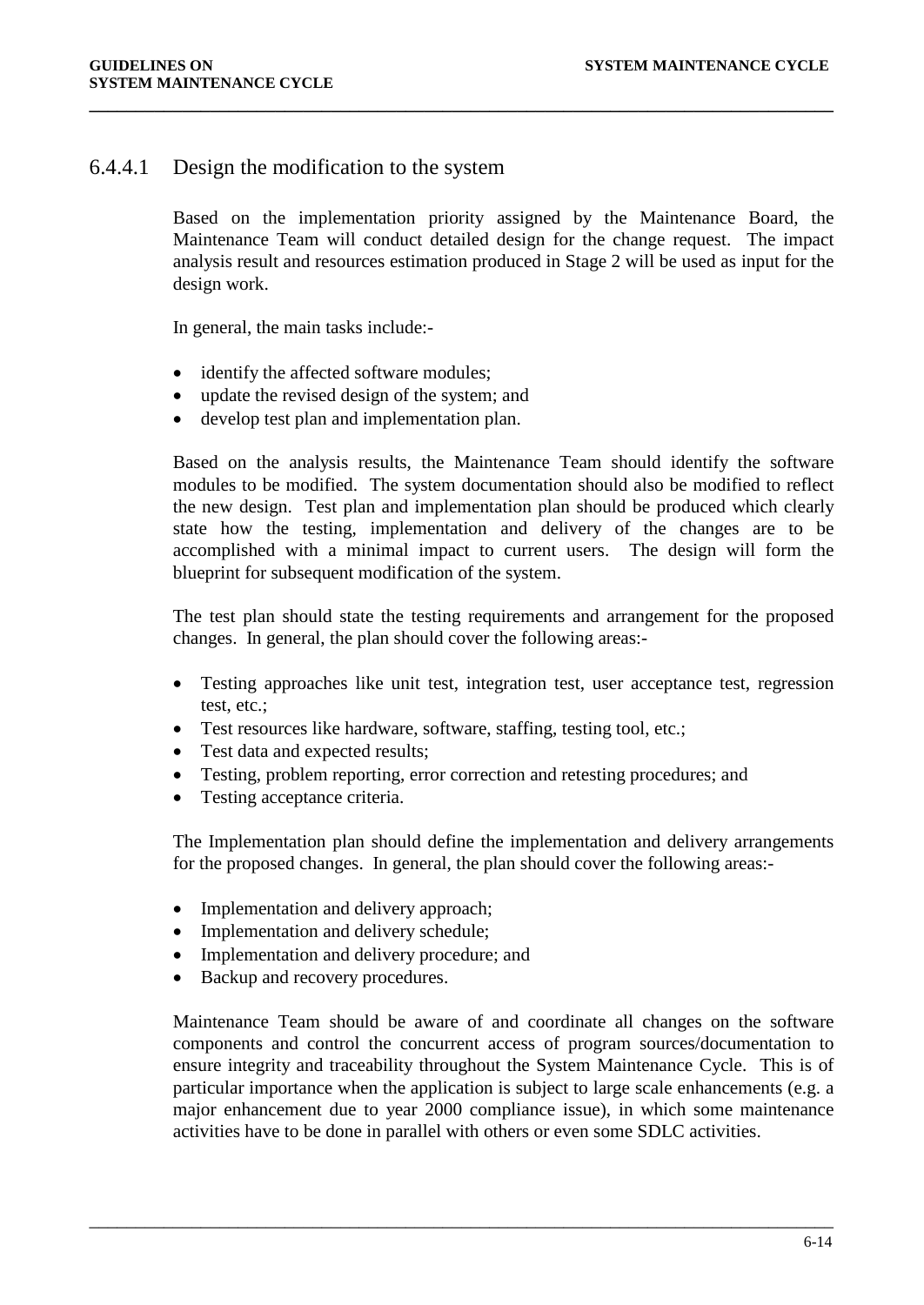#### 6.4.4.1 Design the modification to the system

Based on the implementation priority assigned by the Maintenance Board, the Maintenance Team will conduct detailed design for the change request. The impact analysis result and resources estimation produced in Stage 2 will be used as input for the design work.

In general, the main tasks include:-

- identify the affected software modules;
- update the revised design of the system; and
- develop test plan and implementation plan.

Based on the analysis results, the Maintenance Team should identify the software modules to be modified. The system documentation should also be modified to reflect the new design. Test plan and implementation plan should be produced which clearly state how the testing, implementation and delivery of the changes are to be accomplished with a minimal impact to current users. The design will form the blueprint for subsequent modification of the system.

The test plan should state the testing requirements and arrangement for the proposed changes. In general, the plan should cover the following areas:-

- Testing approaches like unit test, integration test, user acceptance test, regression test, etc.;
- Test resources like hardware, software, staffing, testing tool, etc.;
- Test data and expected results;
- Testing, problem reporting, error correction and retesting procedures; and
- Testing acceptance criteria.

The Implementation plan should define the implementation and delivery arrangements for the proposed changes. In general, the plan should cover the following areas:-

- Implementation and delivery approach;
- Implementation and delivery schedule;
- Implementation and delivery procedure; and
- Backup and recovery procedures.

Maintenance Team should be aware of and coordinate all changes on the software components and control the concurrent access of program sources/documentation to ensure integrity and traceability throughout the System Maintenance Cycle. This is of particular importance when the application is subject to large scale enhancements (e.g. a major enhancement due to year 2000 compliance issue), in which some maintenance activities have to be done in parallel with others or even some SDLC activities.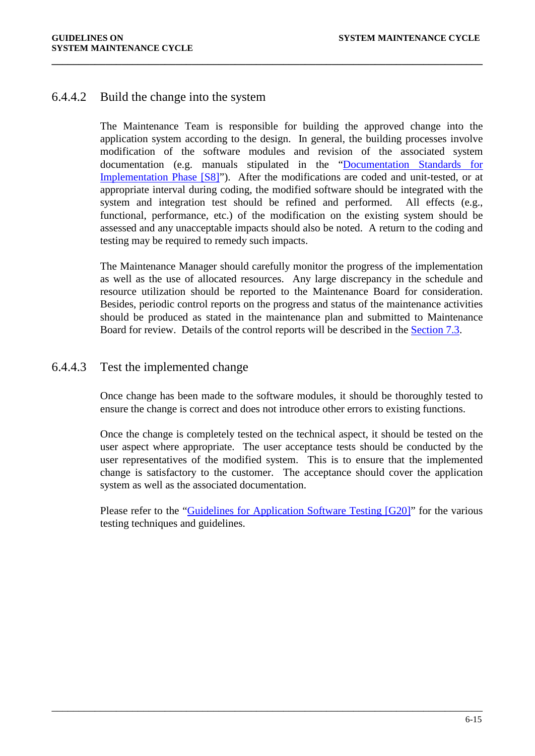#### 6.4.4.2 Build the change into the system

The Maintenance Team is responsible for building the approved change into the application system according to the design. In general, the building processes involve modification of the software modules and revision of the associated system documentation (e.g. manuals stipulated in the "Documentation Standards for Implementation Phase [S8]"). After the modifications are coded and unit-tested, or at appropriate interval during coding, the modified software should be integrated with the system and integration test should be refined and performed. All effects (e.g., functional, performance, etc.) of the modification on the existing system should be assessed and any unacceptable impacts should also be noted. A return to the coding and testing may be required to remedy such impacts.

The Maintenance Manager should carefully monitor the progress of the implementation as well as the use of allocated resources. Any large discrepancy in the schedule and resource utilization should be reported to the Maintenance Board for consideration. Besides, periodic control reports on the progress and status of the maintenance activities should be produced as stated in the maintenance plan and submitted to Maintenance Board for review. Details of the control reports will be described in the Section 7.3.

#### 6.4.4.3 Test the implemented change

Once change has been made to the software modules, it should be thoroughly tested to ensure the change is correct and does not introduce other errors to existing functions.

Once the change is completely tested on the technical aspect, it should be tested on the user aspect where appropriate. The user acceptance tests should be conducted by the user representatives of the modified system. This is to ensure that the implemented change is satisfactory to the customer. The acceptance should cover the application system as well as the associated documentation.

Please refer to the "Guidelines for Application Software Testing [G20]" for the various testing techniques and guidelines.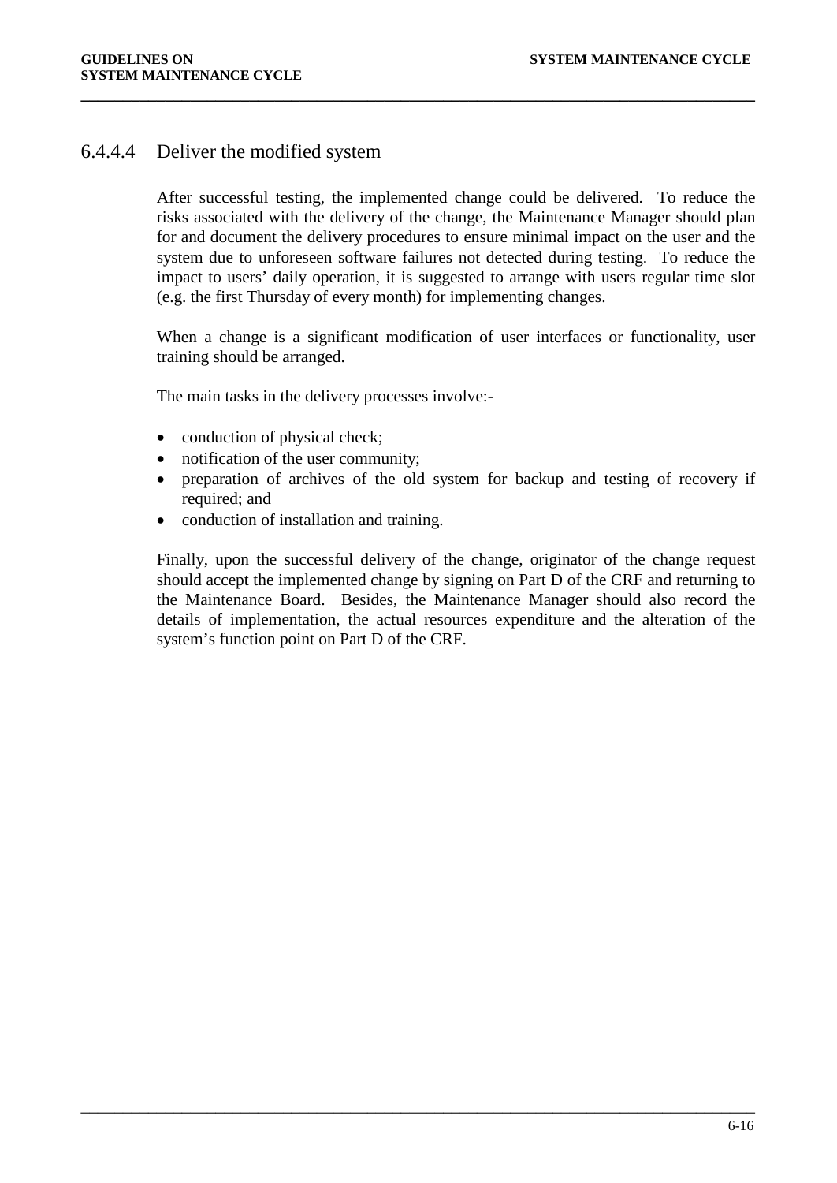#### 6.4.4.4 Deliver the modified system

After successful testing, the implemented change could be delivered. To reduce the risks associated with the delivery of the change, the Maintenance Manager should plan for and document the delivery procedures to ensure minimal impact on the user and the system due to unforeseen software failures not detected during testing. To reduce the impact to users' daily operation, it is suggested to arrange with users regular time slot (e.g. the first Thursday of every month) for implementing changes.

When a change is a significant modification of user interfaces or functionality, user training should be arranged.

The main tasks in the delivery processes involve:-

- conduction of physical check;
- notification of the user community;
- preparation of archives of the old system for backup and testing of recovery if required; and
- conduction of installation and training.

Finally, upon the successful delivery of the change, originator of the change request should accept the implemented change by signing on Part D of the CRF and returning to the Maintenance Board. Besides, the Maintenance Manager should also record the details of implementation, the actual resources expenditure and the alteration of the system's function point on Part D of the CRF.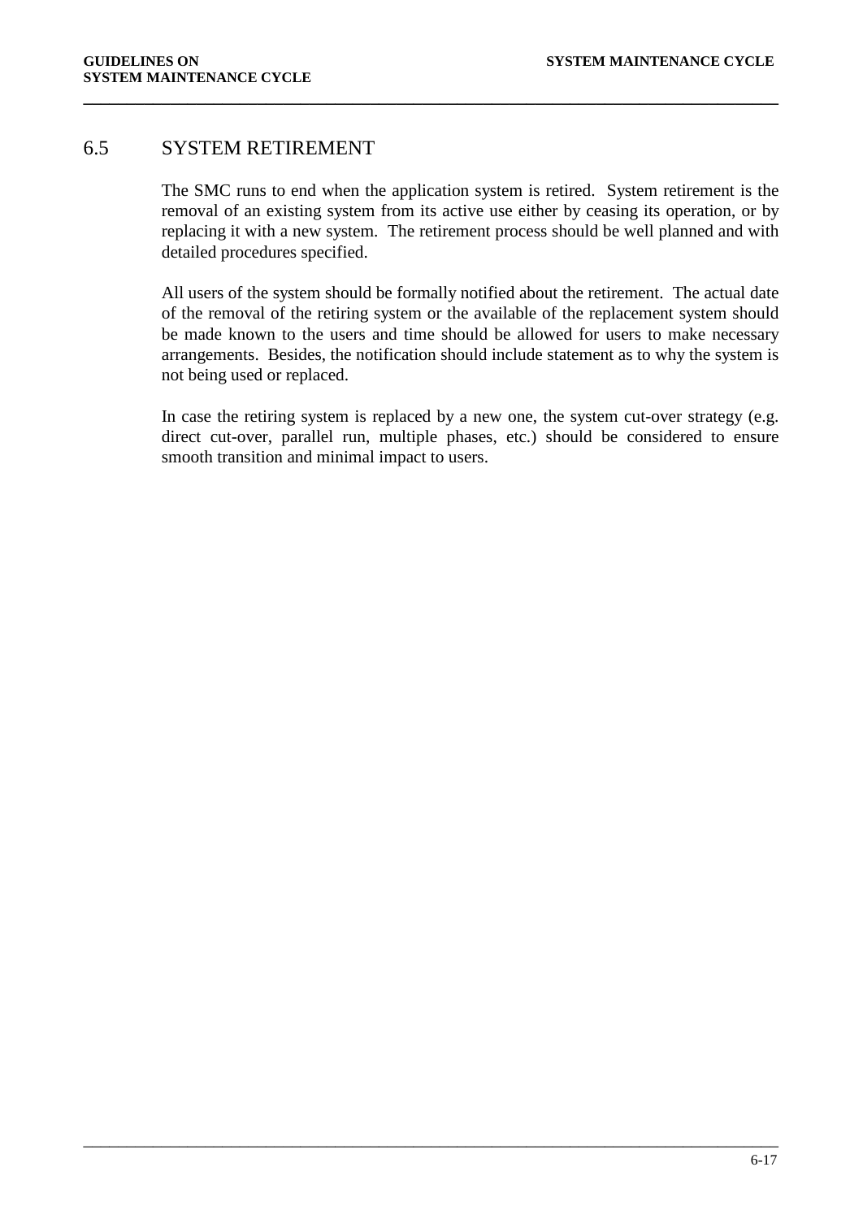## 6.5 SYSTEM RETIREMENT

The SMC runs to end when the application system is retired. System retirement is the removal of an existing system from its active use either by ceasing its operation, or by replacing it with a new system. The retirement process should be well planned and with detailed procedures specified.

All users of the system should be formally notified about the retirement. The actual date of the removal of the retiring system or the available of the replacement system should be made known to the users and time should be allowed for users to make necessary arrangements. Besides, the notification should include statement as to why the system is not being used or replaced.

In case the retiring system is replaced by a new one, the system cut-over strategy (e.g. direct cut-over, parallel run, multiple phases, etc.) should be considered to ensure smooth transition and minimal impact to users.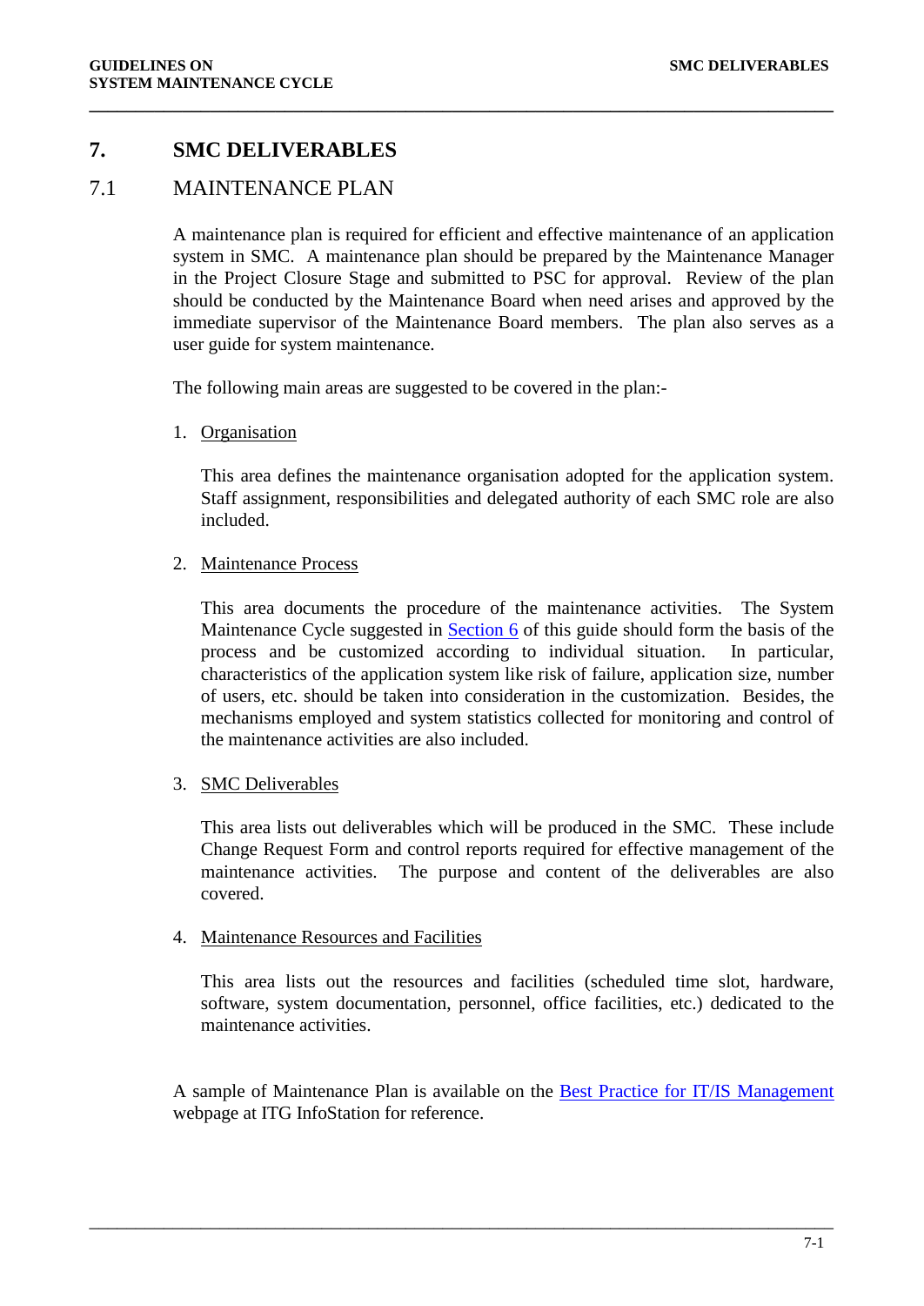# 7. SMC DELIVERABLES

## 7.1 MAINTENANCE PLAN

A maintenance plan is required for efficient and effective maintenance of an application system in SMC. A maintenance plan should be prepared by the Maintenance Manager in the Project Closure Stage and submitted to PSC for approval. Review of the plan should be conducted by the Maintenance Board when need arises and approved by the immediate supervisor of the Maintenance Board members. The plan also serves as a user guide for system maintenance.

The following main areas are suggested to be covered in the plan:-

1. Organisation

   This area defines the maintenance organisation adopted for the application system. Staff assignment, responsibilities and delegated authority of each SMC role are also included.

2. Maintenance Process

   This area documents the procedure of the maintenance activities. The System Maintenance Cycle suggested in Section 6 of this guide should form the basis of the process and be customized according to individual situation. In particular, characteristics of the application system like risk of failure, application size, number of users, etc. should be taken into consideration in the customization. Besides, the mechanisms employed and system statistics collected for monitoring and control of the maintenance activities are also included.

3. SMC Deliverables

   This area lists out deliverables which will be produced in the SMC. These include Change Request Form and control reports required for effective management of the maintenance activities. The purpose and content of the deliverables are also covered.

4. Maintenance Resources and Facilities

   This area lists out the resources and facilities (scheduled time slot, hardware, software, system documentation, personnel, office facilities, etc.) dedicated to the maintenance activities.

A sample of Maintenance Plan is available on the Best Practice for IT/IS Management webpage at ITG InfoStation for reference.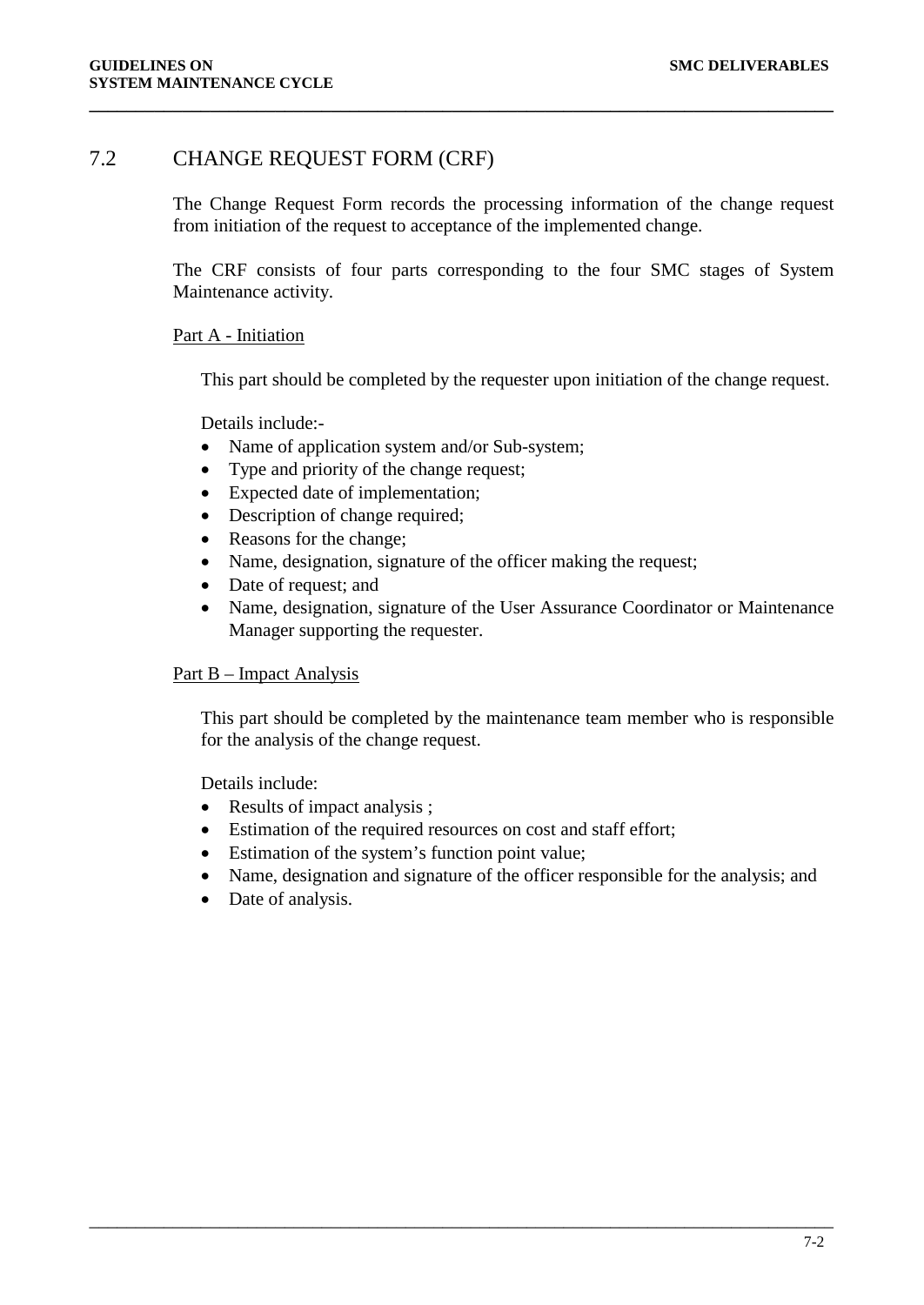## 7.2 CHANGE REQUEST FORM (CRF)

The Change Request Form records the processing information of the change request from initiation of the request to acceptance of the implemented change.

The CRF consists of four parts corresponding to the four SMC stages of System Maintenance activity.

<u>Part A - Initiation</u>

This part should be completed by the requester upon initiation of the change request.

Details include:-

- Name of application system and/or Sub-system;
- Type and priority of the change request;
- Expected date of implementation;
- Description of change required;
- Reasons for the change;
- Name, designation, signature of the officer making the request;
- Date of request; and
- Name, designation, signature of the User Assurance Coordinator or Maintenance Manager supporting the requester.

<u>Part B – Impact Analysis</u>

This part should be completed by the maintenance team member who is responsible for the analysis of the change request.

Details include:

- Results of impact analysis ;
- Estimation of the required resources on cost and staff effort;
- Estimation of the system's function point value;
- Name, designation and signature of the officer responsible for the analysis; and
- Date of analysis.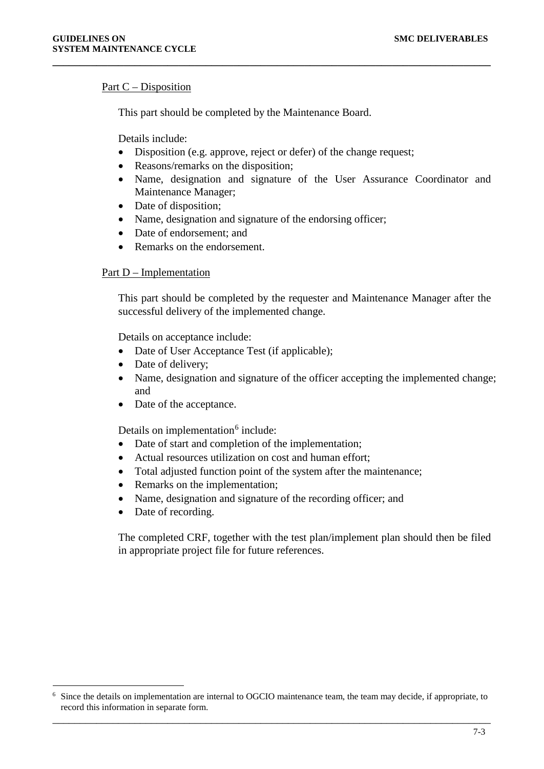Part C – Disposition

This part should be completed by the Maintenance Board.

Details include:

- Disposition (e.g. approve, reject or defer) of the change request;
- Reasons/remarks on the disposition;
- Name, designation and signature of the User Assurance Coordinator and Maintenance Manager;
- Date of disposition;
- Name, designation and signature of the endorsing officer;
- Date of endorsement; and
- Remarks on the endorsement.

Part D – Implementation

This part should be completed by the requester and Maintenance Manager after the successful delivery of the implemented change.

Details on acceptance include:

- Date of User Acceptance Test (if applicable);
- Date of delivery;
- Name, designation and signature of the officer accepting the implemented change; and
- Date of the acceptance.

Details on implementation[6] include:

- Date of start and completion of the implementation;
- Actual resources utilization on cost and human effort;
- Total adjusted function point of the system after the maintenance;
- Remarks on the implementation;
- Name, designation and signature of the recording officer; and
- Date of recording.

The completed CRF, together with the test plan/implement plan should then be filed in appropriate project file for future references.

[6] Since the details on implementation are internal to OGCIO maintenance team, the team may decide, if appropriate, to record this information in separate form.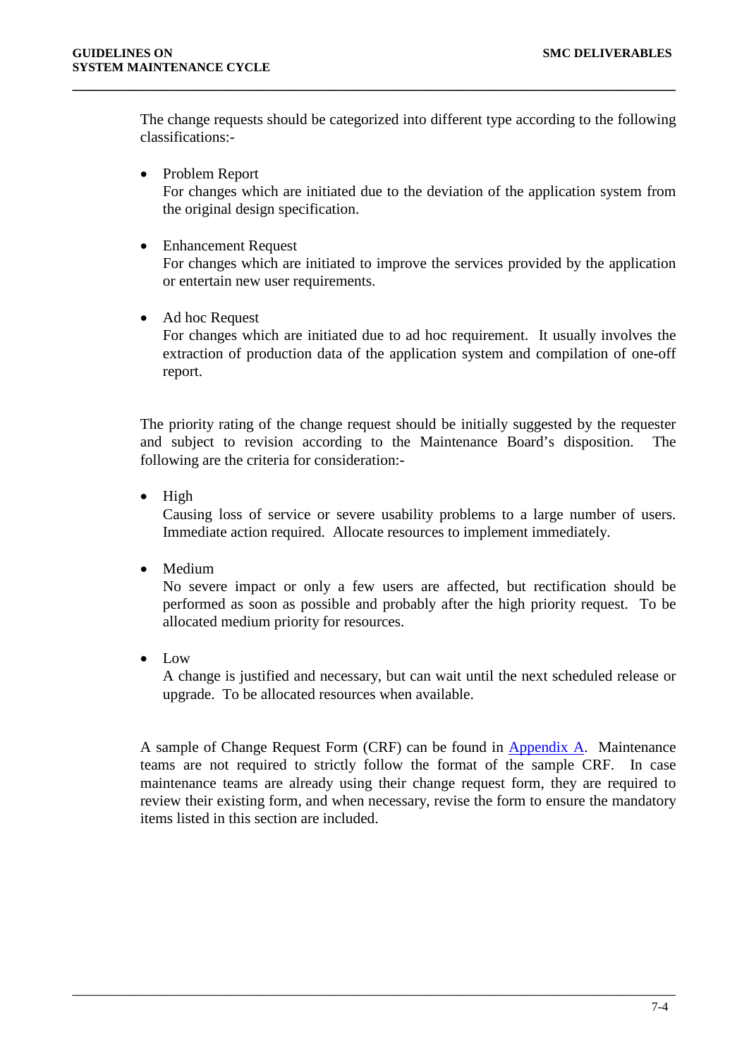The change requests should be categorized into different type according to the following classifications:-

- Problem Report
  For changes which are initiated due to the deviation of the application system from the original design specification.

- Enhancement Request
  For changes which are initiated to improve the services provided by the application or entertain new user requirements.

- Ad hoc Request
  For changes which are initiated due to ad hoc requirement. It usually involves the extraction of production data of the application system and compilation of one-off report.

The priority rating of the change request should be initially suggested by the requester and subject to revision according to the Maintenance Board's disposition. The following are the criteria for consideration:-

- High
  Causing loss of service or severe usability problems to a large number of users. Immediate action required. Allocate resources to implement immediately.

- Medium
  No severe impact or only a few users are affected, but rectification should be performed as soon as possible and probably after the high priority request. To be allocated medium priority for resources.

- Low
  A change is justified and necessary, but can wait until the next scheduled release or upgrade. To be allocated resources when available.

A sample of Change Request Form (CRF) can be found in Appendix A. Maintenance teams are not required to strictly follow the format of the sample CRF. In case maintenance teams are already using their change request form, they are required to review their existing form, and when necessary, revise the form to ensure the mandatory items listed in this section are included.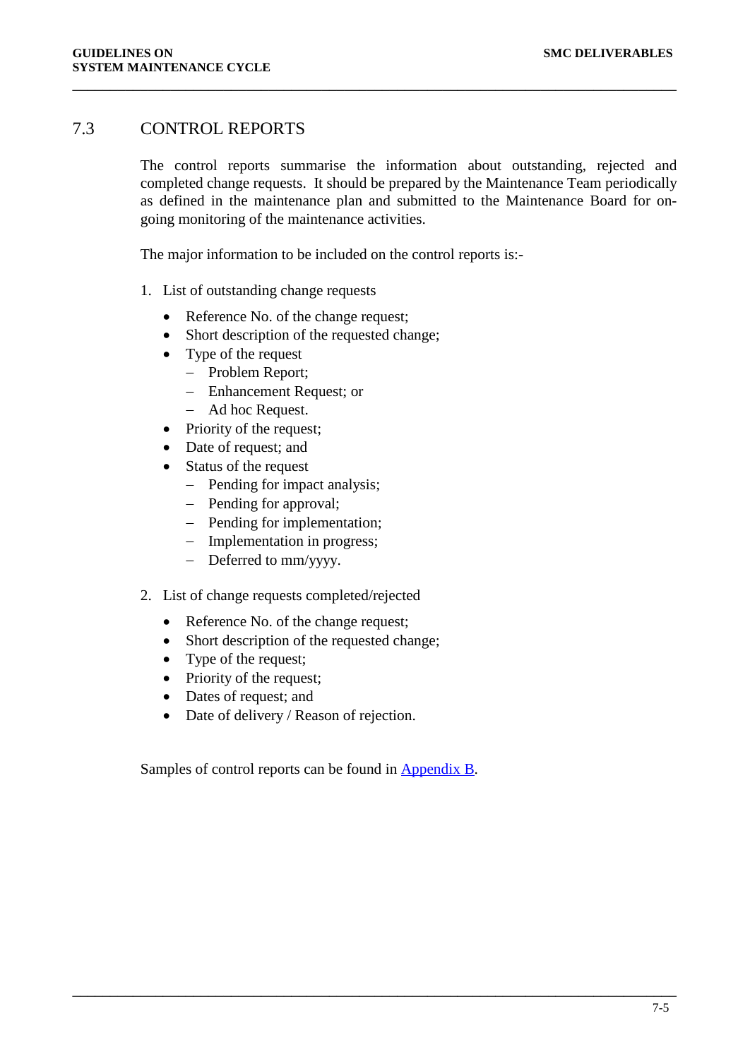## 7.3 CONTROL REPORTS

The control reports summarise the information about outstanding, rejected and completed change requests. It should be prepared by the Maintenance Team periodically as defined in the maintenance plan and submitted to the Maintenance Board for on-going monitoring of the maintenance activities.

The major information to be included on the control reports is:-

1. List of outstanding change requests
   - Reference No. of the change request;
   - Short description of the requested change;
   - Type of the request
     - Problem Report;
     - Enhancement Request; or
     - Ad hoc Request.
   - Priority of the request;
   - Date of request; and
   - Status of the request
     - Pending for impact analysis;
     - Pending for approval;
     - Pending for implementation;
     - Implementation in progress;
     - Deferred to mm/yyyy.

2. List of change requests completed/rejected
   - Reference No. of the change request;
   - Short description of the requested change;
   - Type of the request;
   - Priority of the request;
   - Dates of request; and
   - Date of delivery / Reason of rejection.

Samples of control reports can be found in Appendix B.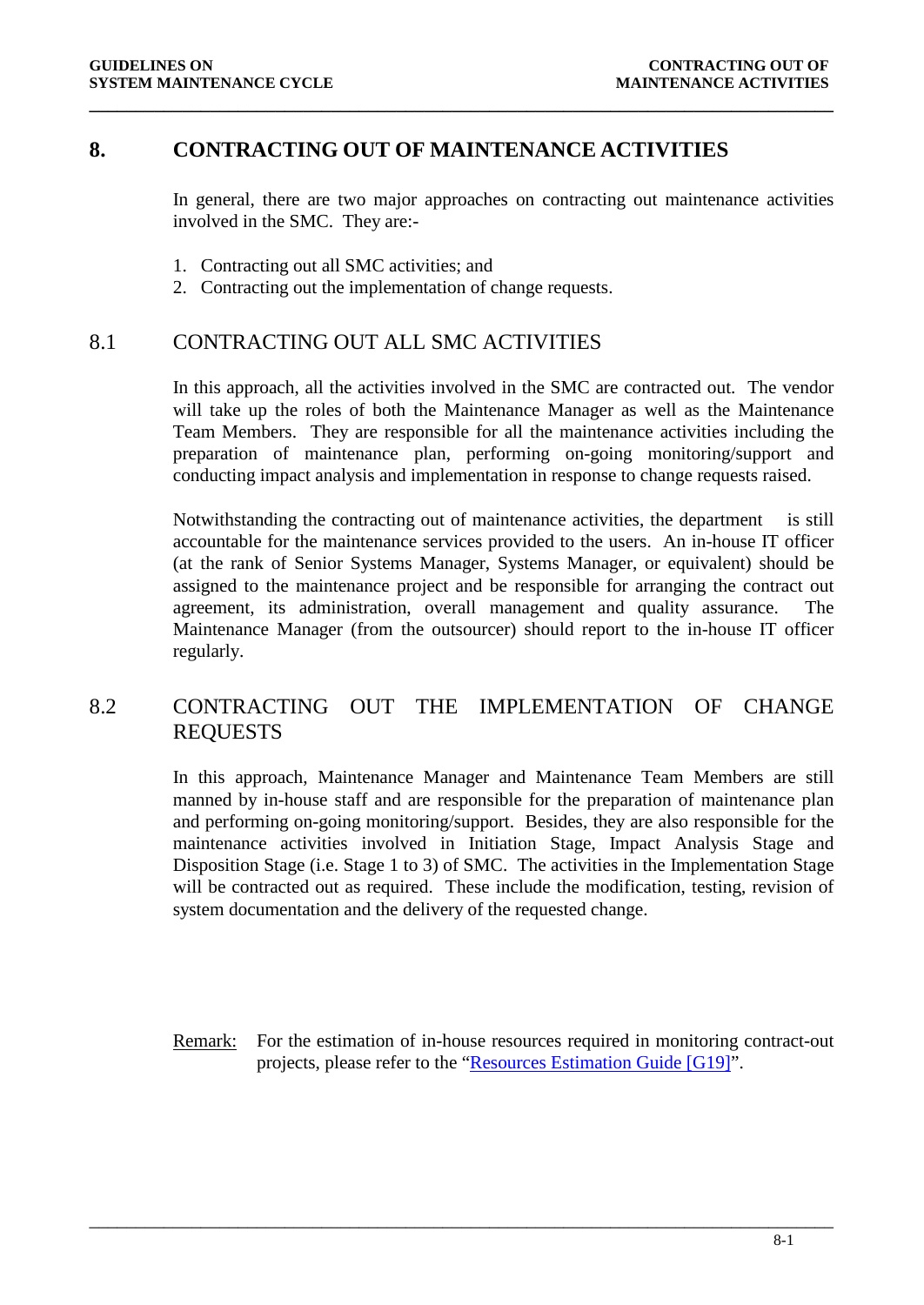# 8. CONTRACTING OUT OF MAINTENANCE ACTIVITIES

In general, there are two major approaches on contracting out maintenance activities involved in the SMC. They are:-

1. Contracting out all SMC activities; and
2. Contracting out the implementation of change requests.

## 8.1 CONTRACTING OUT ALL SMC ACTIVITIES

In this approach, all the activities involved in the SMC are contracted out. The vendor will take up the roles of both the Maintenance Manager as well as the Maintenance Team Members. They are responsible for all the maintenance activities including the preparation of maintenance plan, performing on-going monitoring/support and conducting impact analysis and implementation in response to change requests raised.

Notwithstanding the contracting out of maintenance activities, the department is still accountable for the maintenance services provided to the users. An in-house IT officer (at the rank of Senior Systems Manager, Systems Manager, or equivalent) should be assigned to the maintenance project and be responsible for arranging the contract out agreement, its administration, overall management and quality assurance. The Maintenance Manager (from the outsourcer) should report to the in-house IT officer regularly.

## 8.2 CONTRACTING OUT THE IMPLEMENTATION OF CHANGE REQUESTS

In this approach, Maintenance Manager and Maintenance Team Members are still manned by in-house staff and are responsible for the preparation of maintenance plan and performing on-going monitoring/support. Besides, they are also responsible for the maintenance activities involved in Initiation Stage, Impact Analysis Stage and Disposition Stage (i.e. Stage 1 to 3) of SMC. The activities in the Implementation Stage will be contracted out as required. These include the modification, testing, revision of system documentation and the delivery of the requested change.

Remark: For the estimation of in-house resources required in monitoring contract-out projects, please refer to the "Resources Estimation Guide [G19]".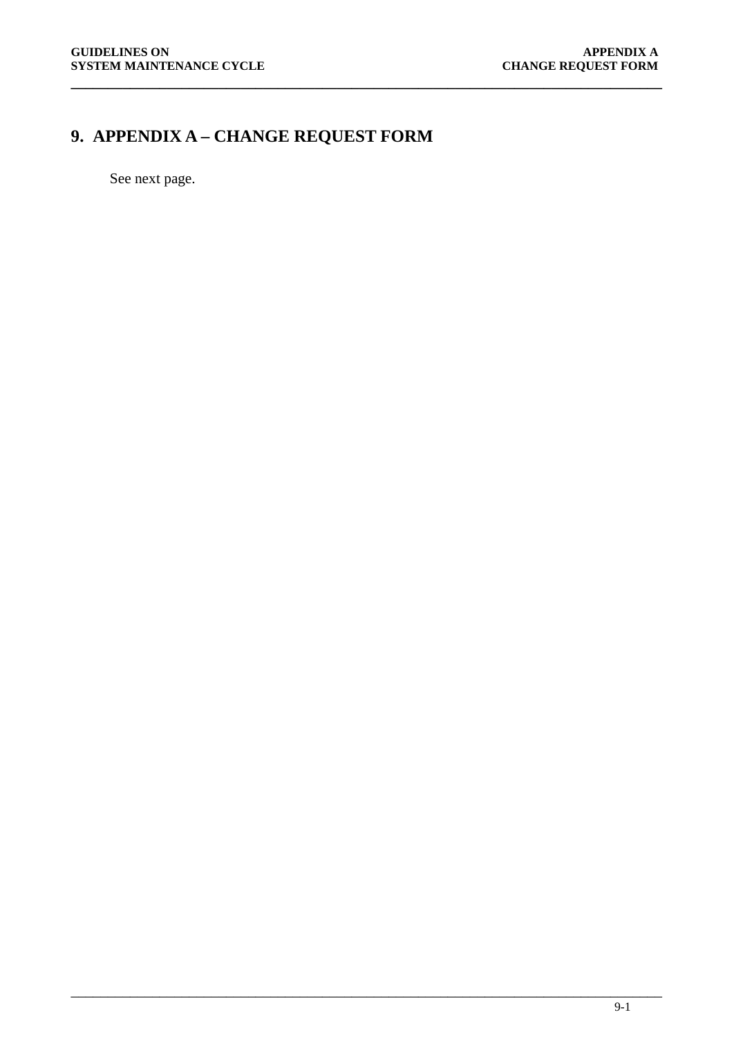# 9. APPENDIX A – CHANGE REQUEST FORM

See next page.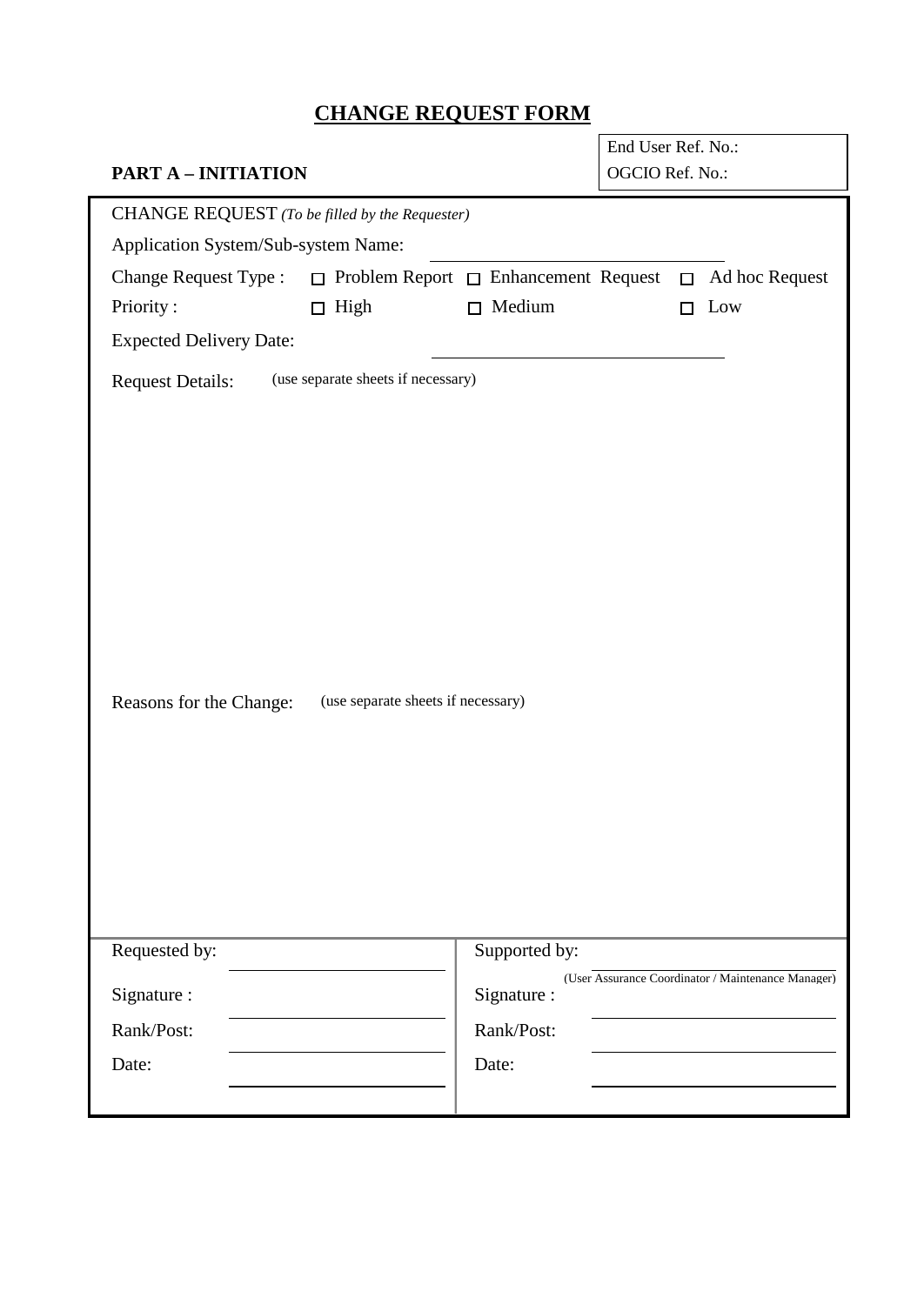# CHANGE REQUEST FORM

End User Ref. No.:
OGCIO Ref. No.:

**PART A – INITIATION**

CHANGE REQUEST *(To be filled by the Requester)*

Application System/Sub-system Name: \_\_\_\_\_\_\_\_\_\_\_\_\_\_\_\_\_\_\_\_

Change Request Type : ☐ Problem Report ☐ Enhancement Request ☐ Ad hoc Request

Priority : ☐ High ☐ Medium ☐ Low

Expected Delivery Date: \_\_\_\_\_\_\_\_\_\_\_\_\_\_\_\_\_\_\_\_

Request Details: (use separate sheets if necessary)

Reasons for the Change: (use separate sheets if necessary)

| Requested by: | | Supported by: | (User Assurance Coordinator / Maintenance Manager) |
|---|---|---|---|
| Signature : | | Signature : | |
| Rank/Post: | | Rank/Post: | |
| Date: | | Date: | |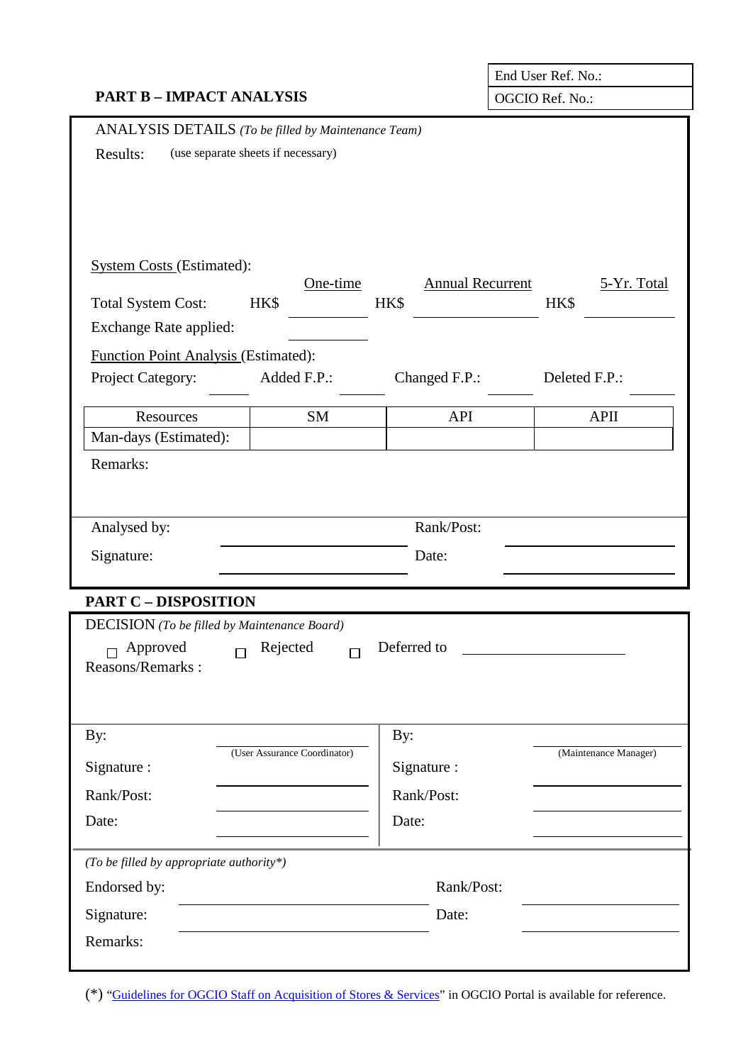| End User Ref. No.: |
|---|
| OGCIO Ref. No.: |

## PART B – IMPACT ANALYSIS

ANALYSIS DETAILS *(To be filled by Maintenance Team)*

Results: (use separate sheets if necessary)

System Costs (Estimated):

| | | One-time | | Annual Recurrent | | 5-Yr. Total |
|---|---|---|---|---|---|---|
| Total System Cost: | HK$ | ________ | HK$ | ________ | HK$ | ________ |
| Exchange Rate applied: | | ________ | | | | |

Function Point Analysis (Estimated):

Project Category: ________ Added F.P.: ________ Changed F.P.: ________ Deleted F.P.: ________

| Resources | SM | API | APII |
|---|---|---|---|
| Man-days (Estimated): | | | |

Remarks:

Analysed by: ____________________ Rank/Post: ____________________

Signature: ____________________ Date: ____________________

## PART C – DISPOSITION

DECISION *(To be filled by Maintenance Board)*

☐ Approved ☐ Rejected ☐ Deferred to ____________________

Reasons/Remarks :

| By: ____________________ (User Assurance Coordinator) | By: ____________________ (Maintenance Manager) |
|---|---|
| Signature : ____________________ | Signature : ____________________ |
| Rank/Post: ____________________ | Rank/Post: ____________________ |
| Date: ____________________ | Date: ____________________ |

*(To be filled by appropriate authority*)*

Endorsed by: ____________________ Rank/Post: ____________________

Signature: ____________________ Date: ____________________

Remarks:

(*) "Guidelines for OGCIO Staff on Acquisition of Stores & Services" in OGCIO Portal is available for reference.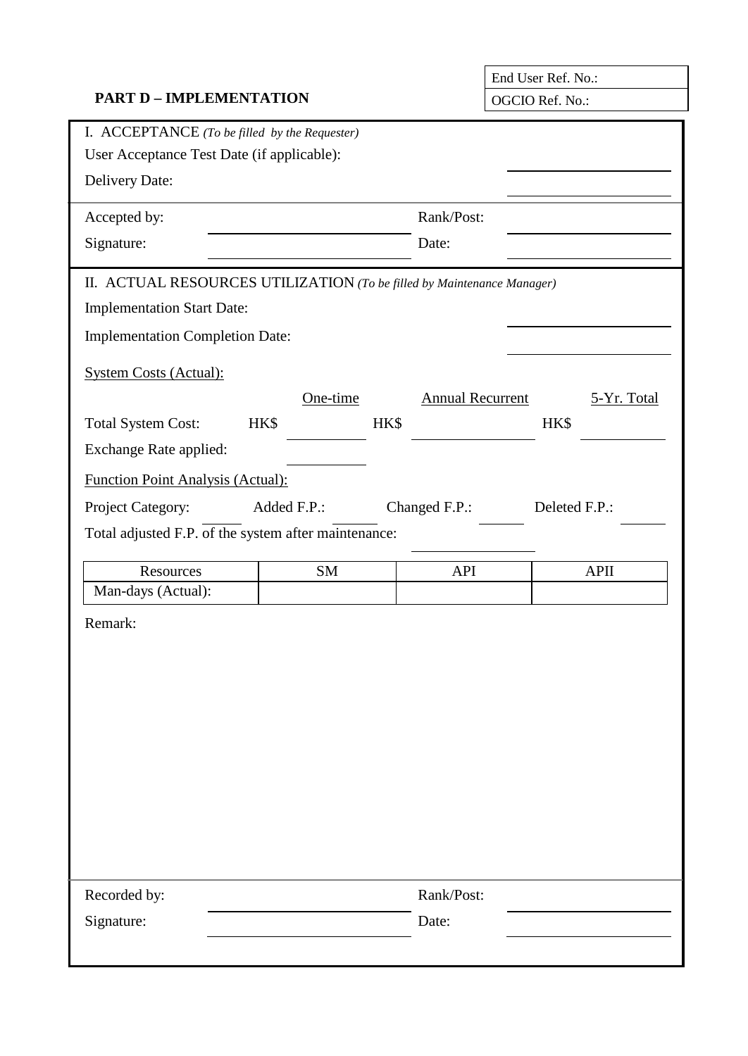| End User Ref. No.: |
| --- |
| OGCIO Ref. No.: |

**PART D – IMPLEMENTATION**

I. ACCEPTANCE *(To be filled by the Requester)*

User Acceptance Test Date (if applicable): ____________

Delivery Date: ____________

Accepted by: ____________ Rank/Post: ____________

Signature: ____________ Date: ____________

II. ACTUAL RESOURCES UTILIZATION *(To be filled by Maintenance Manager)*

Implementation Start Date: ____________

Implementation Completion Date: ____________

System Costs (Actual):

| | One-time | Annual Recurrent | 5-Yr. Total |
| --- | --- | --- | --- |
| Total System Cost: | HK$ ____________ | HK$ ____________ | HK$ ____________ |
| Exchange Rate applied: | ____________ | | |

Function Point Analysis (Actual):

Project Category: ______ Added F.P.: ______ Changed F.P.: ______ Deleted F.P.: ______

Total adjusted F.P. of the system after maintenance: ____________

| Resources | SM | API | APII |
| --- | --- | --- | --- |
| Man-days (Actual): | | | |

Remark:

Recorded by: ____________ Rank/Post: ____________

Signature: ____________ Date: ____________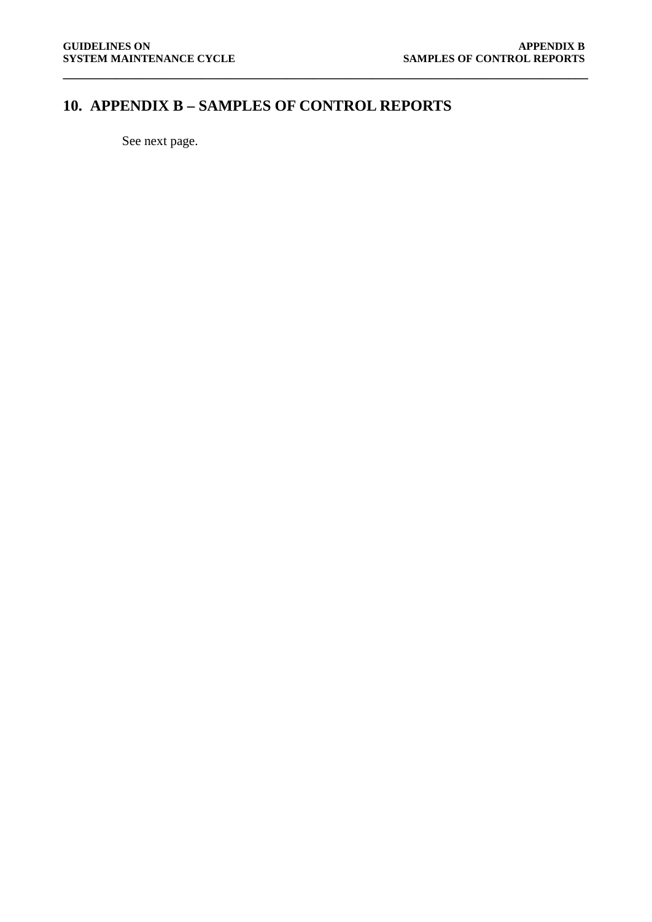# 10. APPENDIX B – SAMPLES OF CONTROL REPORTS

See next page.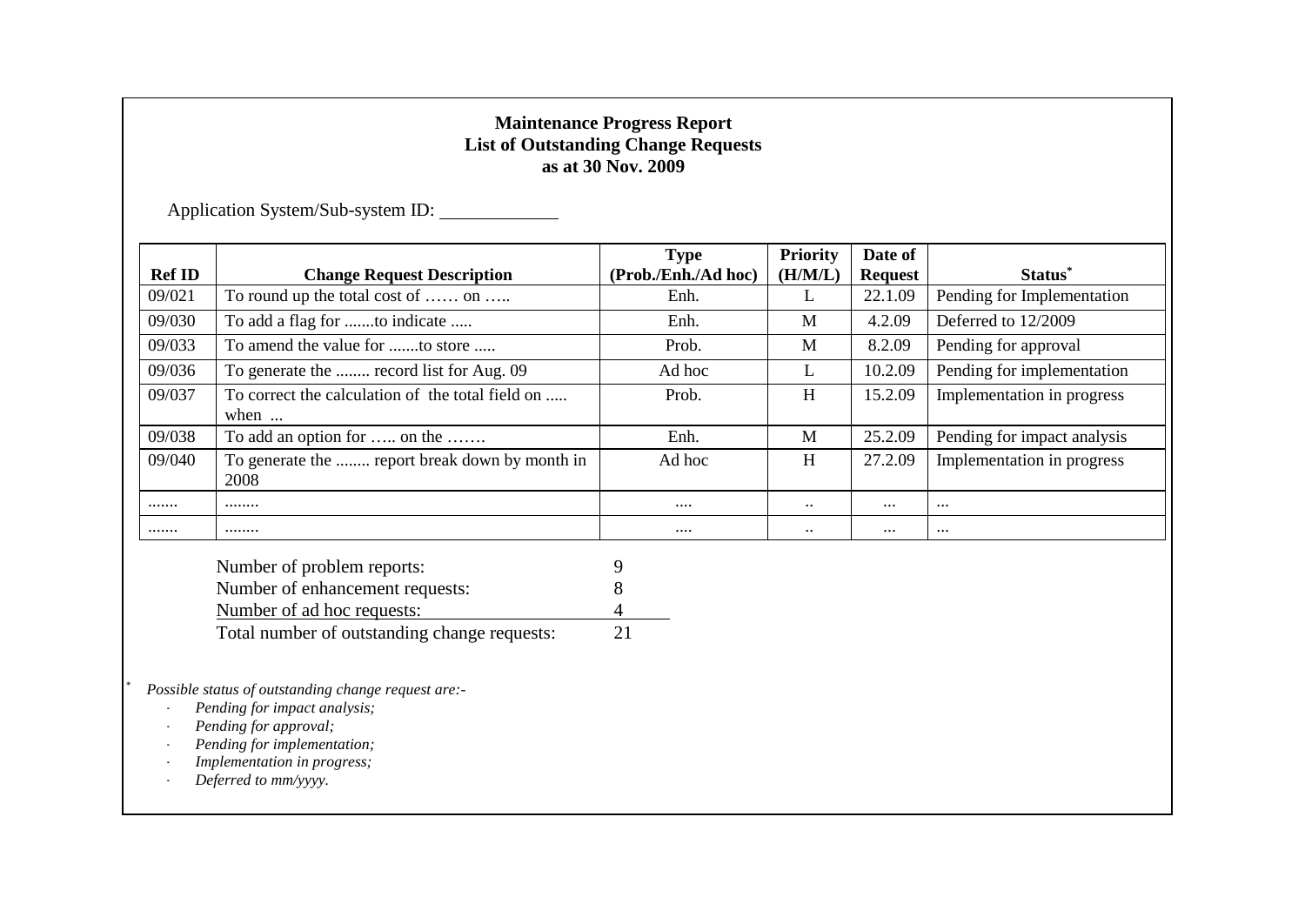**Maintenance Progress Report**
**List of Outstanding Change Requests**
**as at 30 Nov. 2009**

Application System/Sub-system ID: ____________

| Ref ID | Change Request Description | Type (Prob./Enh./Ad hoc) | Priority (H/M/L) | Date of Request | Status* |
|---|---|---|---|---|---|
| 09/021 | To round up the total cost of …… on ….. | Enh. | L | 22.1.09 | Pending for Implementation |
| 09/030 | To add a flag for .......to indicate ..... | Enh. | M | 4.2.09 | Deferred to 12/2009 |
| 09/033 | To amend the value for .......to store ..... | Prob. | M | 8.2.09 | Pending for approval |
| 09/036 | To generate the ........ record list for Aug. 09 | Ad hoc | L | 10.2.09 | Pending for implementation |
| 09/037 | To correct the calculation of the total field on ..... when ... | Prob. | H | 15.2.09 | Implementation in progress |
| 09/038 | To add an option for ….. on the ……. | Enh. | M | 25.2.09 | Pending for impact analysis |
| 09/040 | To generate the ........ report break down by month in 2008 | Ad hoc | H | 27.2.09 | Implementation in progress |
| ....... | ........ | .... | .. | ... | ... |
| ....... | ........ | .... | .. | ... | ... |

| | |
|---|---|
| Number of problem reports: | 9 |
| Number of enhancement requests: | 8 |
| Number of ad hoc requests: | 4 |
| Total number of outstanding change requests: | 21 |

\* *Possible status of outstanding change request are:-*

- *Pending for impact analysis;*
- *Pending for approval;*
- *Pending for implementation;*
- *Implementation in progress;*
- *Deferred to mm/yyyy.*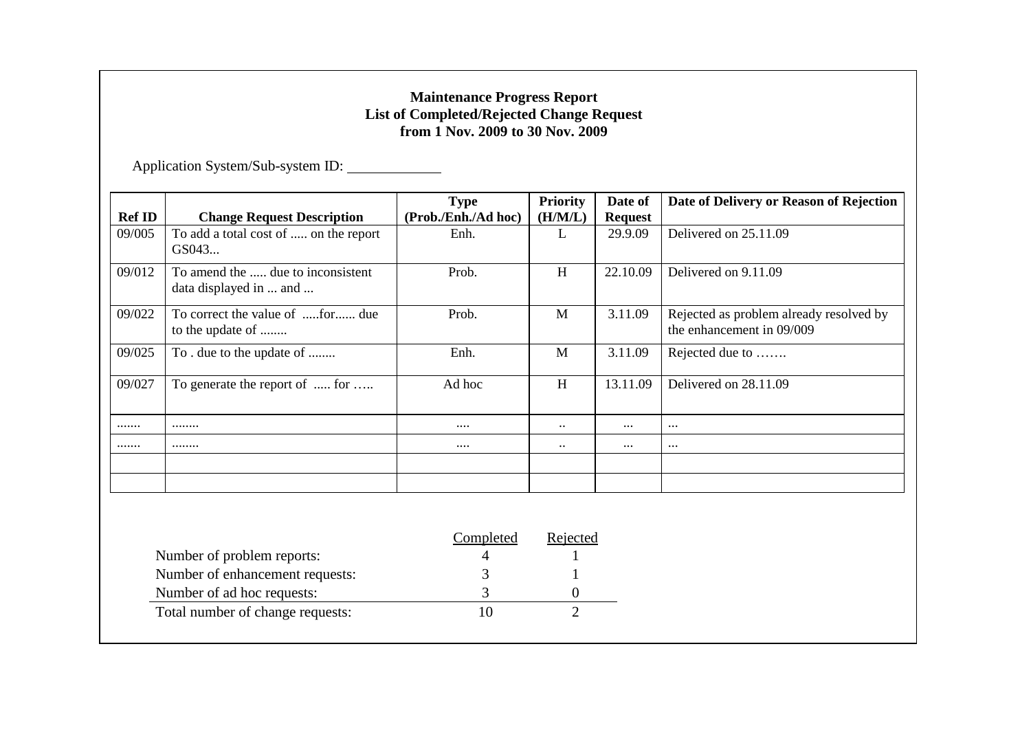**Maintenance Progress Report**
**List of Completed/Rejected Change Request**
**from 1 Nov. 2009 to 30 Nov. 2009**

Application System/Sub-system ID: ____________

| Ref ID | Change Request Description | Type (Prob./Enh./Ad hoc) | Priority (H/M/L) | Date of Request | Date of Delivery or Reason of Rejection |
|---|---|---|---|---|---|
| 09/005 | To add a total cost of ..... on the report GS043... | Enh. | L | 29.9.09 | Delivered on 25.11.09 |
| 09/012 | To amend the ..... due to inconsistent data displayed in ... and ... | Prob. | H | 22.10.09 | Delivered on 9.11.09 |
| 09/022 | To correct the value of .....for...... due to the update of ........ | Prob. | M | 3.11.09 | Rejected as problem already resolved by the enhancement in 09/009 |
| 09/025 | To . due to the update of ........ | Enh. | M | 3.11.09 | Rejected due to ……. |
| 09/027 | To generate the report of ..... for ….. | Ad hoc | H | 13.11.09 | Delivered on 28.11.09 |
| ....... | ........ | .... | .. | ... | ... |
| ....... | ........ | .... | .. | ... | ... |
| | | | | | |
| | | | | | |

| | Completed | Rejected |
|---|---|---|
| Number of problem reports: | 4 | 1 |
| Number of enhancement requests: | 3 | 1 |
| Number of ad hoc requests: | 3 | 0 |
| Total number of change requests: | 10 | 2 |